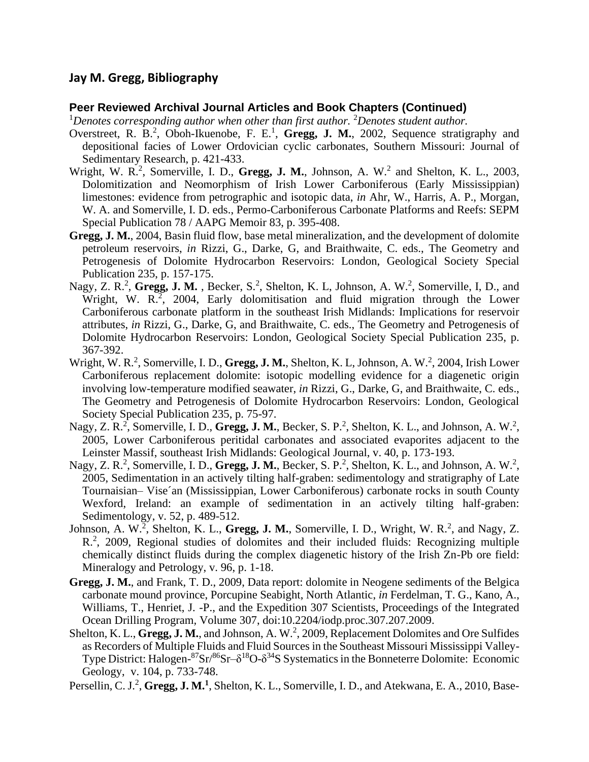## Jay M. Gregg, Bibliography

### Peer Reviewed Archival Journal Articles and Book Chapters (Continued)

[1]*Denotes corresponding author when other than first author.* [2]*Denotes student author.*

Overstreet, R. B.[2], Oboh-Ikuenobe, F. E.[1], **Gregg, J. M.**, 2002, Sequence stratigraphy and depositional facies of Lower Ordovician cyclic carbonates, Southern Missouri: Journal of Sedimentary Research, p. 421-433.

Wright, W. R.[2], Somerville, I. D., **Gregg, J. M.**, Johnson, A. W.[2] and Shelton, K. L., 2003, Dolomitization and Neomorphism of Irish Lower Carboniferous (Early Mississippian) limestones: evidence from petrographic and isotopic data, *in* Ahr, W., Harris, A. P., Morgan, W. A. and Somerville, I. D. eds., Permo-Carboniferous Carbonate Platforms and Reefs: SEPM Special Publication 78 / AAPG Memoir 83, p. 395-408.

**Gregg, J. M.**, 2004, Basin fluid flow, base metal mineralization, and the development of dolomite petroleum reservoirs, *in* Rizzi, G., Darke, G, and Braithwaite, C. eds., The Geometry and Petrogenesis of Dolomite Hydrocarbon Reservoirs: London, Geological Society Special Publication 235, p. 157-175.

Nagy, Z. R.[2], **Gregg, J. M.** , Becker, S.[2], Shelton, K. L, Johnson, A. W.[2], Somerville, I, D., and Wright, W. R.[2], 2004, Early dolomitisation and fluid migration through the Lower Carboniferous carbonate platform in the southeast Irish Midlands: Implications for reservoir attributes, *in* Rizzi, G., Darke, G, and Braithwaite, C. eds., The Geometry and Petrogenesis of Dolomite Hydrocarbon Reservoirs: London, Geological Society Special Publication 235, p. 367-392.

Wright, W. R.[2], Somerville, I. D., **Gregg, J. M.**, Shelton, K. L, Johnson, A. W.[2], 2004, Irish Lower Carboniferous replacement dolomite: isotopic modelling evidence for a diagenetic origin involving low-temperature modified seawater, *in* Rizzi, G., Darke, G, and Braithwaite, C. eds., The Geometry and Petrogenesis of Dolomite Hydrocarbon Reservoirs: London, Geological Society Special Publication 235, p. 75-97.

Nagy, Z. R.[2], Somerville, I. D., **Gregg, J. M.**, Becker, S. P.[2], Shelton, K. L., and Johnson, A. W.[2], 2005, Lower Carboniferous peritidal carbonates and associated evaporites adjacent to the Leinster Massif, southeast Irish Midlands: Geological Journal, v. 40, p. 173-193.

Nagy, Z. R.[2], Somerville, I. D., **Gregg, J. M.**, Becker, S. P.[2], Shelton, K. L., and Johnson, A. W.[2], 2005, Sedimentation in an actively tilting half-graben: sedimentology and stratigraphy of Late Tournaisian– Vise´an (Mississippian, Lower Carboniferous) carbonate rocks in south County Wexford, Ireland: an example of sedimentation in an actively tilting half-graben: Sedimentology, v. 52, p. 489-512.

Johnson, A. W.[2], Shelton, K. L., **Gregg, J. M.**, Somerville, I. D., Wright, W. R.[2], and Nagy, Z. R.[2], 2009, Regional studies of dolomites and their included fluids: Recognizing multiple chemically distinct fluids during the complex diagenetic history of the Irish Zn-Pb ore field: Mineralogy and Petrology, v. 96, p. 1-18.

**Gregg, J. M.**, and Frank, T. D., 2009, Data report: dolomite in Neogene sediments of the Belgica carbonate mound province, Porcupine Seabight, North Atlantic, *in* Ferdelman, T. G., Kano, A., Williams, T., Henriet, J. -P., and the Expedition 307 Scientists, Proceedings of the Integrated Ocean Drilling Program, Volume 307, doi:10.2204/iodp.proc.307.207.2009.

Shelton, K. L., **Gregg, J. M.**, and Johnson, A. W.[2], 2009, Replacement Dolomites and Ore Sulfides as Recorders of Multiple Fluids and Fluid Sources in the Southeast Missouri Mississippi Valley-Type District: Halogen-$^{87}Sr/^{86}Sr$–$\delta^{18}O$-$\delta^{34}S$ Systematics in the Bonneterre Dolomite: Economic Geology, v. 104, p. 733-748.

Persellin, C. J.[2], **Gregg, J. M.[1]**, Shelton, K. L., Somerville, I. D., and Atekwana, E. A., 2010, Base-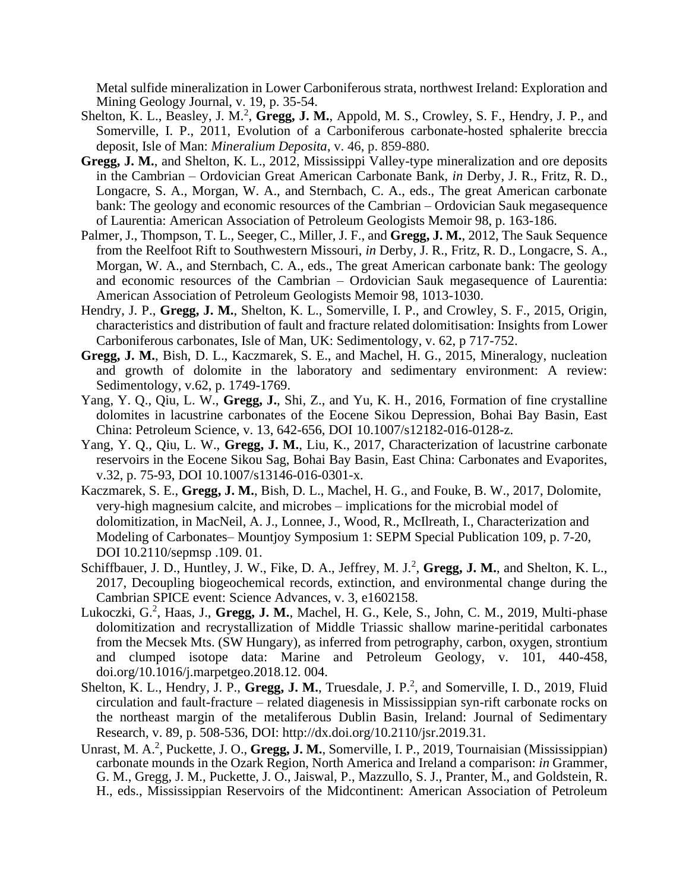Metal sulfide mineralization in Lower Carboniferous strata, northwest Ireland: Exploration and Mining Geology Journal, v. 19, p. 35-54.

Shelton, K. L., Beasley, J. M.[2], **Gregg, J. M.**, Appold, M. S., Crowley, S. F., Hendry, J. P., and Somerville, I. P., 2011, Evolution of a Carboniferous carbonate-hosted sphalerite breccia deposit, Isle of Man: *Mineralium Deposita*, v. 46, p. 859-880.

**Gregg, J. M.**, and Shelton, K. L., 2012, Mississippi Valley-type mineralization and ore deposits in the Cambrian – Ordovician Great American Carbonate Bank, *in* Derby, J. R., Fritz, R. D., Longacre, S. A., Morgan, W. A., and Sternbach, C. A., eds., The great American carbonate bank: The geology and economic resources of the Cambrian – Ordovician Sauk megasequence of Laurentia: American Association of Petroleum Geologists Memoir 98, p. 163-186.

Palmer, J., Thompson, T. L., Seeger, C., Miller, J. F., and **Gregg, J. M.**, 2012, The Sauk Sequence from the Reelfoot Rift to Southwestern Missouri, *in* Derby, J. R., Fritz, R. D., Longacre, S. A., Morgan, W. A., and Sternbach, C. A., eds., The great American carbonate bank: The geology and economic resources of the Cambrian – Ordovician Sauk megasequence of Laurentia: American Association of Petroleum Geologists Memoir 98, 1013-1030.

Hendry, J. P., **Gregg, J. M.**, Shelton, K. L., Somerville, I. P., and Crowley, S. F., 2015, Origin, characteristics and distribution of fault and fracture related dolomitisation: Insights from Lower Carboniferous carbonates, Isle of Man, UK: Sedimentology, v. 62, p 717-752.

**Gregg, J. M.**, Bish, D. L., Kaczmarek, S. E., and Machel, H. G., 2015, Mineralogy, nucleation and growth of dolomite in the laboratory and sedimentary environment: A review: Sedimentology, v.62, p. 1749-1769.

Yang, Y. Q., Qiu, L. W., **Gregg, J.**, Shi, Z., and Yu, K. H., 2016, Formation of fine crystalline dolomites in lacustrine carbonates of the Eocene Sikou Depression, Bohai Bay Basin, East China: Petroleum Science, v. 13, 642-656, DOI 10.1007/s12182-016-0128-z.

Yang, Y. Q., Qiu, L. W., **Gregg, J. M.**, Liu, K., 2017, Characterization of lacustrine carbonate reservoirs in the Eocene Sikou Sag, Bohai Bay Basin, East China: Carbonates and Evaporites, v.32, p. 75-93, DOI 10.1007/s13146-016-0301-x.

Kaczmarek, S. E., **Gregg, J. M.**, Bish, D. L., Machel, H. G., and Fouke, B. W., 2017, Dolomite, very-high magnesium calcite, and microbes – implications for the microbial model of dolomitization, in MacNeil, A. J., Lonnee, J., Wood, R., McIlreath, I., Characterization and Modeling of Carbonates– Mountjoy Symposium 1: SEPM Special Publication 109, p. 7-20, DOI 10.2110/sepmsp .109. 01.

Schiffbauer, J. D., Huntley, J. W., Fike, D. A., Jeffrey, M. J.[2], **Gregg, J. M.**, and Shelton, K. L., 2017, Decoupling biogeochemical records, extinction, and environmental change during the Cambrian SPICE event: Science Advances, v. 3, e1602158.

Lukoczki, G.[2], Haas, J., **Gregg, J. M.**, Machel, H. G., Kele, S., John, C. M., 2019, Multi-phase dolomitization and recrystallization of Middle Triassic shallow marine-peritidal carbonates from the Mecsek Mts. (SW Hungary), as inferred from petrography, carbon, oxygen, strontium and clumped isotope data: Marine and Petroleum Geology, v. 101, 440-458, doi.org/10.1016/j.marpetgeo.2018.12. 004.

Shelton, K. L., Hendry, J. P., **Gregg, J. M.**, Truesdale, J. P.[2], and Somerville, I. D., 2019, Fluid circulation and fault-fracture – related diagenesis in Mississippian syn-rift carbonate rocks on the northeast margin of the metaliferous Dublin Basin, Ireland: Journal of Sedimentary Research, v. 89, p. 508-536, DOI: http://dx.doi.org/10.2110/jsr.2019.31.

Unrast, M. A.[2], Puckette, J. O., **Gregg, J. M.**, Somerville, I. P., 2019, Tournaisian (Mississippian) carbonate mounds in the Ozark Region, North America and Ireland a comparison: *in* Grammer, G. M., Gregg, J. M., Puckette, J. O., Jaiswal, P., Mazzullo, S. J., Pranter, M., and Goldstein, R. H., eds., Mississippian Reservoirs of the Midcontinent: American Association of Petroleum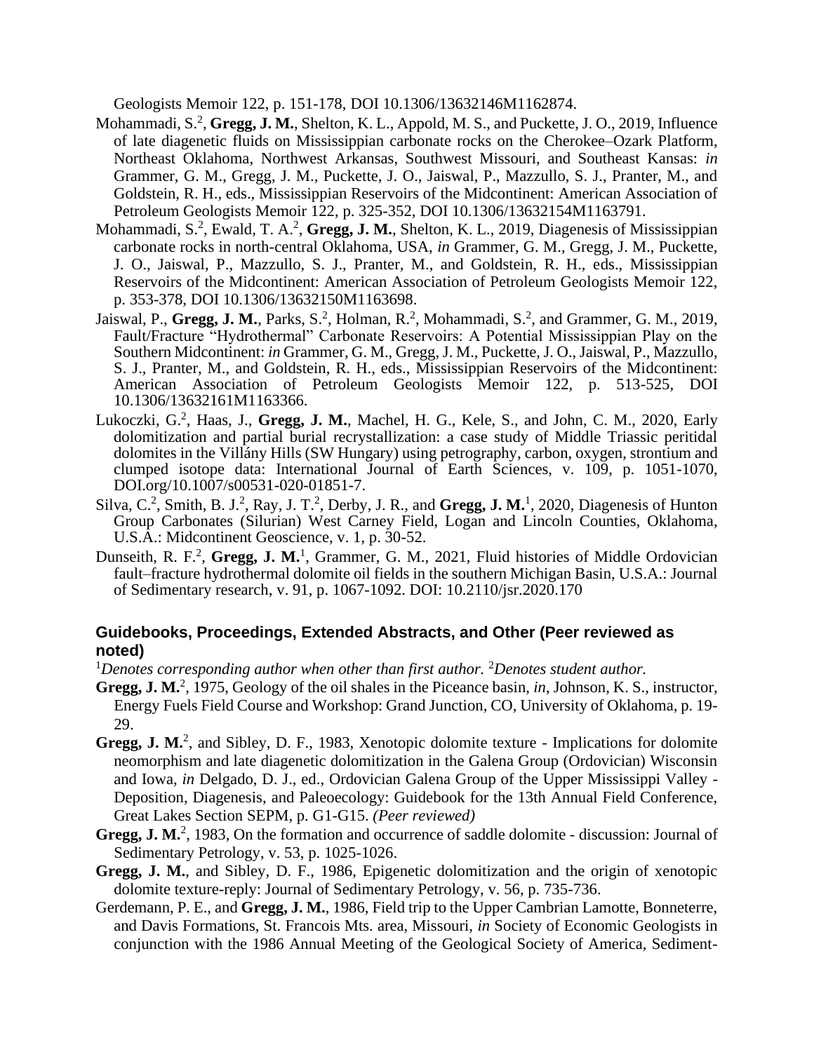Geologists Memoir 122, p. 151-178, DOI 10.1306/13632146M1162874.

Mohammadi, S.[2], **Gregg, J. M.**, Shelton, K. L., Appold, M. S., and Puckette, J. O., 2019, Influence of late diagenetic fluids on Mississippian carbonate rocks on the Cherokee–Ozark Platform, Northeast Oklahoma, Northwest Arkansas, Southwest Missouri, and Southeast Kansas: *in* Grammer, G. M., Gregg, J. M., Puckette, J. O., Jaiswal, P., Mazzullo, S. J., Pranter, M., and Goldstein, R. H., eds., Mississippian Reservoirs of the Midcontinent: American Association of Petroleum Geologists Memoir 122, p. 325-352, DOI 10.1306/13632154M1163791.

Mohammadi, S.[2], Ewald, T. A.[2], **Gregg, J. M.**, Shelton, K. L., 2019, Diagenesis of Mississippian carbonate rocks in north-central Oklahoma, USA, *in* Grammer, G. M., Gregg, J. M., Puckette, J. O., Jaiswal, P., Mazzullo, S. J., Pranter, M., and Goldstein, R. H., eds., Mississippian Reservoirs of the Midcontinent: American Association of Petroleum Geologists Memoir 122, p. 353-378, DOI 10.1306/13632150M1163698.

Jaiswal, P., **Gregg, J. M.**, Parks, S.[2], Holman, R.[2], Mohammadi, S.[2], and Grammer, G. M., 2019, Fault/Fracture "Hydrothermal" Carbonate Reservoirs: A Potential Mississippian Play on the Southern Midcontinent: *in* Grammer, G. M., Gregg, J. M., Puckette, J. O., Jaiswal, P., Mazzullo, S. J., Pranter, M., and Goldstein, R. H., eds., Mississippian Reservoirs of the Midcontinent: American Association of Petroleum Geologists Memoir 122, p. 513-525, DOI 10.1306/13632161M1163366.

Lukoczki, G.[2], Haas, J., **Gregg, J. M.**, Machel, H. G., Kele, S., and John, C. M., 2020, Early dolomitization and partial burial recrystallization: a case study of Middle Triassic peritidal dolomites in the Villány Hills (SW Hungary) using petrography, carbon, oxygen, strontium and clumped isotope data: International Journal of Earth Sciences, v. 109, p. 1051-1070, DOI.org/10.1007/s00531-020-01851-7.

Silva, C.[2], Smith, B. J.[2], Ray, J. T.[2], Derby, J. R., and **Gregg, J. M.**[1], 2020, Diagenesis of Hunton Group Carbonates (Silurian) West Carney Field, Logan and Lincoln Counties, Oklahoma, U.S.A.: Midcontinent Geoscience, v. 1, p. 30-52.

Dunseith, R. F.[2], **Gregg, J. M.**[1], Grammer, G. M., 2021, Fluid histories of Middle Ordovician fault–fracture hydrothermal dolomite oil fields in the southern Michigan Basin, U.S.A.: Journal of Sedimentary research, v. 91, p. 1067-1092. DOI: 10.2110/jsr.2020.170

## Guidebooks, Proceedings, Extended Abstracts, and Other (Peer reviewed as noted)

[1]*Denotes corresponding author when other than first author.* [2]*Denotes student author.*

**Gregg, J. M.**[2], 1975, Geology of the oil shales in the Piceance basin, *in*, Johnson, K. S., instructor, Energy Fuels Field Course and Workshop: Grand Junction, CO, University of Oklahoma, p. 19-29.

**Gregg, J. M.**[2], and Sibley, D. F., 1983, Xenotopic dolomite texture - Implications for dolomite neomorphism and late diagenetic dolomitization in the Galena Group (Ordovician) Wisconsin and Iowa, *in* Delgado, D. J., ed., Ordovician Galena Group of the Upper Mississippi Valley - Deposition, Diagenesis, and Paleoecology: Guidebook for the 13th Annual Field Conference, Great Lakes Section SEPM, p. G1-G15. *(Peer reviewed)*

**Gregg, J. M.**[2], 1983, On the formation and occurrence of saddle dolomite - discussion: Journal of Sedimentary Petrology, v. 53, p. 1025-1026.

**Gregg, J. M.**, and Sibley, D. F., 1986, Epigenetic dolomitization and the origin of xenotopic dolomite texture-reply: Journal of Sedimentary Petrology, v. 56, p. 735-736.

Gerdemann, P. E., and **Gregg, J. M.**, 1986, Field trip to the Upper Cambrian Lamotte, Bonneterre, and Davis Formations, St. Francois Mts. area, Missouri, *in* Society of Economic Geologists in conjunction with the 1986 Annual Meeting of the Geological Society of America, Sediment-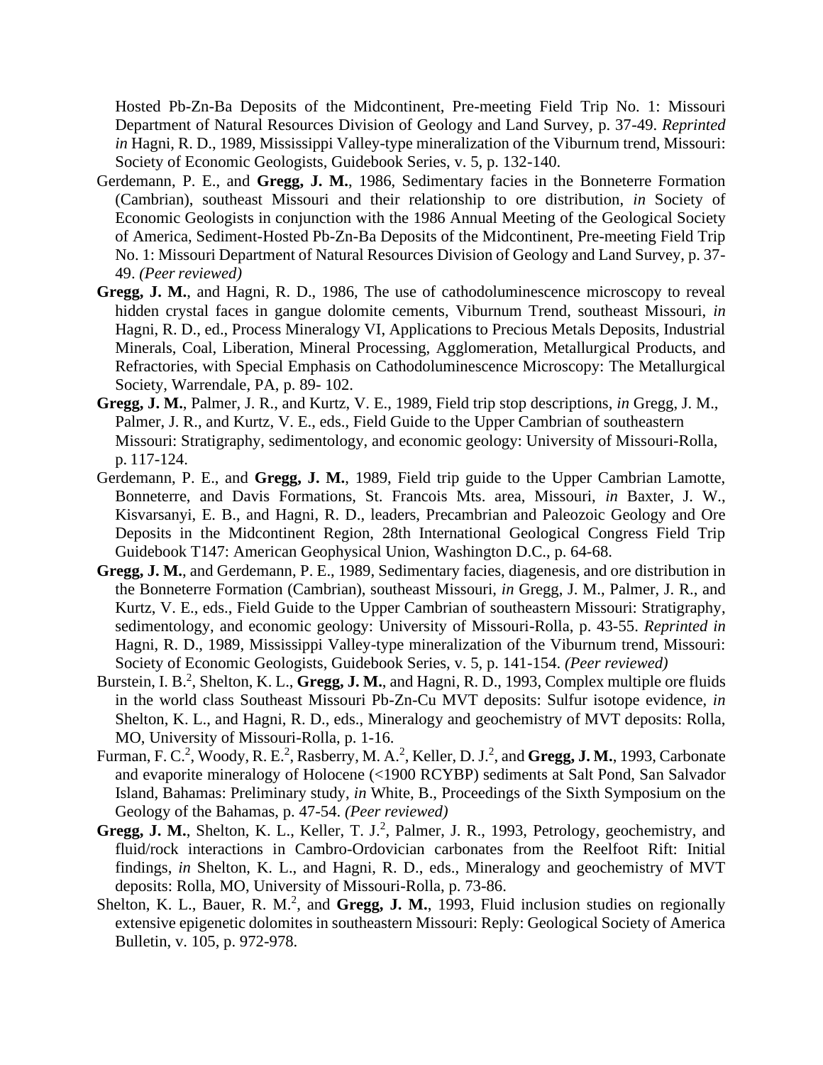Hosted Pb-Zn-Ba Deposits of the Midcontinent, Pre-meeting Field Trip No. 1: Missouri Department of Natural Resources Division of Geology and Land Survey, p. 37-49. *Reprinted in* Hagni, R. D., 1989, Mississippi Valley-type mineralization of the Viburnum trend, Missouri: Society of Economic Geologists, Guidebook Series, v. 5, p. 132-140.

Gerdemann, P. E., and **Gregg, J. M.**, 1986, Sedimentary facies in the Bonneterre Formation (Cambrian), southeast Missouri and their relationship to ore distribution, *in* Society of Economic Geologists in conjunction with the 1986 Annual Meeting of the Geological Society of America, Sediment-Hosted Pb-Zn-Ba Deposits of the Midcontinent, Pre-meeting Field Trip No. 1: Missouri Department of Natural Resources Division of Geology and Land Survey, p. 37-49. *(Peer reviewed)*

**Gregg, J. M.**, and Hagni, R. D., 1986, The use of cathodoluminescence microscopy to reveal hidden crystal faces in gangue dolomite cements, Viburnum Trend, southeast Missouri, *in* Hagni, R. D., ed., Process Mineralogy VI, Applications to Precious Metals Deposits, Industrial Minerals, Coal, Liberation, Mineral Processing, Agglomeration, Metallurgical Products, and Refractories, with Special Emphasis on Cathodoluminescence Microscopy: The Metallurgical Society, Warrendale, PA, p. 89- 102.

**Gregg, J. M.**, Palmer, J. R., and Kurtz, V. E., 1989, Field trip stop descriptions, *in* Gregg, J. M., Palmer, J. R., and Kurtz, V. E., eds., Field Guide to the Upper Cambrian of southeastern Missouri: Stratigraphy, sedimentology, and economic geology: University of Missouri-Rolla, p. 117-124.

Gerdemann, P. E., and **Gregg, J. M.**, 1989, Field trip guide to the Upper Cambrian Lamotte, Bonneterre, and Davis Formations, St. Francois Mts. area, Missouri, *in* Baxter, J. W., Kisvarsanyi, E. B., and Hagni, R. D., leaders, Precambrian and Paleozoic Geology and Ore Deposits in the Midcontinent Region, 28th International Geological Congress Field Trip Guidebook T147: American Geophysical Union, Washington D.C., p. 64-68.

**Gregg, J. M.**, and Gerdemann, P. E., 1989, Sedimentary facies, diagenesis, and ore distribution in the Bonneterre Formation (Cambrian), southeast Missouri, *in* Gregg, J. M., Palmer, J. R., and Kurtz, V. E., eds., Field Guide to the Upper Cambrian of southeastern Missouri: Stratigraphy, sedimentology, and economic geology: University of Missouri-Rolla, p. 43-55. *Reprinted in* Hagni, R. D., 1989, Mississippi Valley-type mineralization of the Viburnum trend, Missouri: Society of Economic Geologists, Guidebook Series, v. 5, p. 141-154. *(Peer reviewed)*

Burstein, I. B.[2], Shelton, K. L., **Gregg, J. M.**, and Hagni, R. D., 1993, Complex multiple ore fluids in the world class Southeast Missouri Pb-Zn-Cu MVT deposits: Sulfur isotope evidence, *in* Shelton, K. L., and Hagni, R. D., eds., Mineralogy and geochemistry of MVT deposits: Rolla, MO, University of Missouri-Rolla, p. 1-16.

Furman, F. C.[2], Woody, R. E.[2], Rasberry, M. A.[2], Keller, D. J.[2], and **Gregg, J. M.**, 1993, Carbonate and evaporite mineralogy of Holocene (<1900 RCYBP) sediments at Salt Pond, San Salvador Island, Bahamas: Preliminary study, *in* White, B., Proceedings of the Sixth Symposium on the Geology of the Bahamas, p. 47-54. *(Peer reviewed)*

**Gregg, J. M.**, Shelton, K. L., Keller, T. J.[2], Palmer, J. R., 1993, Petrology, geochemistry, and fluid/rock interactions in Cambro-Ordovician carbonates from the Reelfoot Rift: Initial findings, *in* Shelton, K. L., and Hagni, R. D., eds., Mineralogy and geochemistry of MVT deposits: Rolla, MO, University of Missouri-Rolla, p. 73-86.

Shelton, K. L., Bauer, R. M.[2], and **Gregg, J. M.**, 1993, Fluid inclusion studies on regionally extensive epigenetic dolomites in southeastern Missouri: Reply: Geological Society of America Bulletin, v. 105, p. 972-978.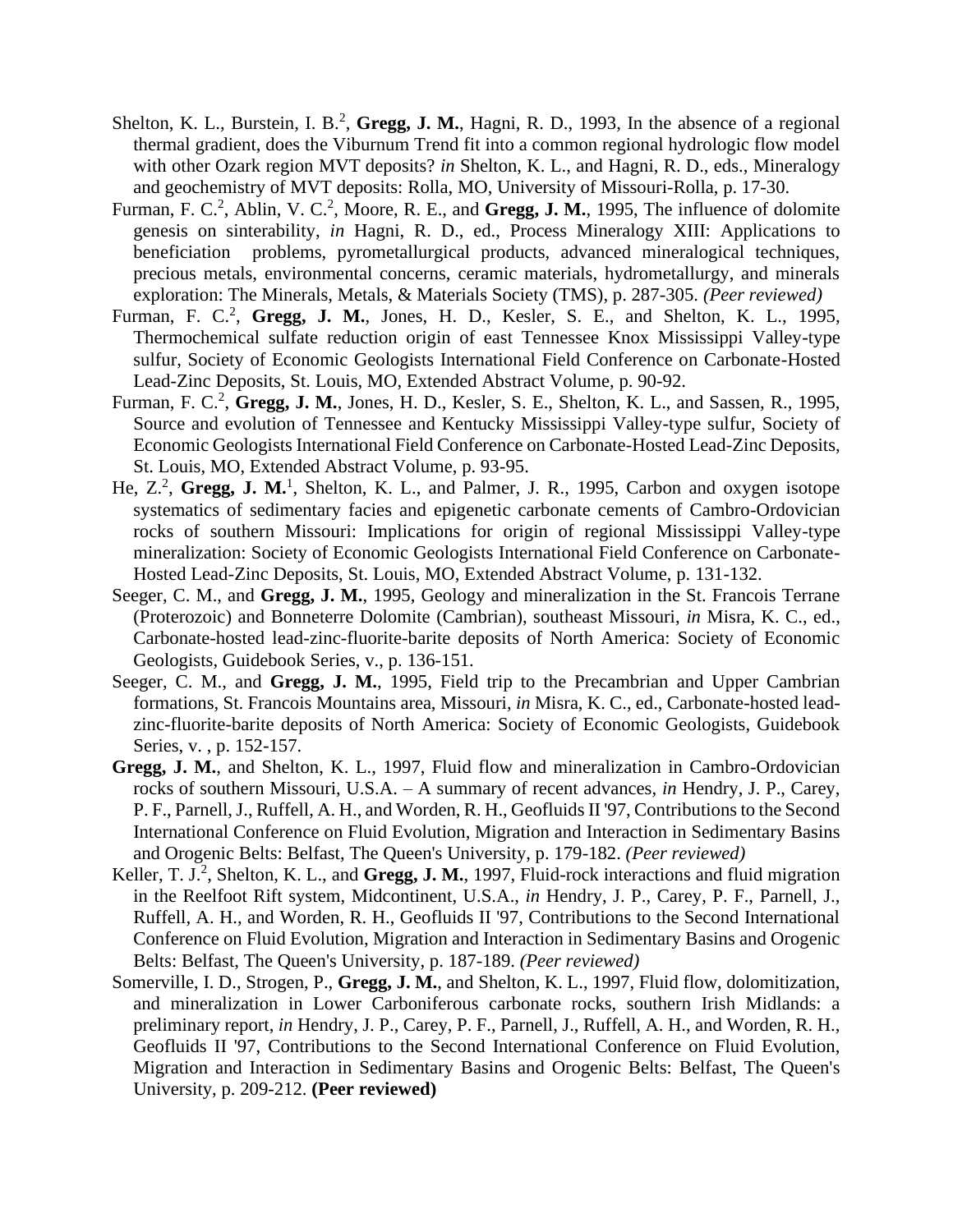Shelton, K. L., Burstein, I. B.[2], **Gregg, J. M.**, Hagni, R. D., 1993, In the absence of a regional thermal gradient, does the Viburnum Trend fit into a common regional hydrologic flow model with other Ozark region MVT deposits? *in* Shelton, K. L., and Hagni, R. D., eds., Mineralogy and geochemistry of MVT deposits: Rolla, MO, University of Missouri-Rolla, p. 17-30.

Furman, F. C.[2], Ablin, V. C.[2], Moore, R. E., and **Gregg, J. M.**, 1995, The influence of dolomite genesis on sinterability, *in* Hagni, R. D., ed., Process Mineralogy XIII: Applications to beneficiation problems, pyrometallurgical products, advanced mineralogical techniques, precious metals, environmental concerns, ceramic materials, hydrometallurgy, and minerals exploration: The Minerals, Metals, & Materials Society (TMS), p. 287-305. *(Peer reviewed)*

Furman, F. C.[2], **Gregg, J. M.**, Jones, H. D., Kesler, S. E., and Shelton, K. L., 1995, Thermochemical sulfate reduction origin of east Tennessee Knox Mississippi Valley-type sulfur, Society of Economic Geologists International Field Conference on Carbonate-Hosted Lead-Zinc Deposits, St. Louis, MO, Extended Abstract Volume, p. 90-92.

Furman, F. C.[2], **Gregg, J. M.**, Jones, H. D., Kesler, S. E., Shelton, K. L., and Sassen, R., 1995, Source and evolution of Tennessee and Kentucky Mississippi Valley-type sulfur, Society of Economic Geologists International Field Conference on Carbonate-Hosted Lead-Zinc Deposits, St. Louis, MO, Extended Abstract Volume, p. 93-95.

He, Z.[2], **Gregg, J. M.**[1], Shelton, K. L., and Palmer, J. R., 1995, Carbon and oxygen isotope systematics of sedimentary facies and epigenetic carbonate cements of Cambro-Ordovician rocks of southern Missouri: Implications for origin of regional Mississippi Valley-type mineralization: Society of Economic Geologists International Field Conference on Carbonate-Hosted Lead-Zinc Deposits, St. Louis, MO, Extended Abstract Volume, p. 131-132.

Seeger, C. M., and **Gregg, J. M.**, 1995, Geology and mineralization in the St. Francois Terrane (Proterozoic) and Bonneterre Dolomite (Cambrian), southeast Missouri, *in* Misra, K. C., ed., Carbonate-hosted lead-zinc-fluorite-barite deposits of North America: Society of Economic Geologists, Guidebook Series, v., p. 136-151.

Seeger, C. M., and **Gregg, J. M.**, 1995, Field trip to the Precambrian and Upper Cambrian formations, St. Francois Mountains area, Missouri, *in* Misra, K. C., ed., Carbonate-hosted lead-zinc-fluorite-barite deposits of North America: Society of Economic Geologists, Guidebook Series, v. , p. 152-157.

**Gregg, J. M.**, and Shelton, K. L., 1997, Fluid flow and mineralization in Cambro-Ordovician rocks of southern Missouri, U.S.A. – A summary of recent advances, *in* Hendry, J. P., Carey, P. F., Parnell, J., Ruffell, A. H., and Worden, R. H., Geofluids II '97, Contributions to the Second International Conference on Fluid Evolution, Migration and Interaction in Sedimentary Basins and Orogenic Belts: Belfast, The Queen's University, p. 179-182. *(Peer reviewed)*

Keller, T. J.[2], Shelton, K. L., and **Gregg, J. M.**, 1997, Fluid-rock interactions and fluid migration in the Reelfoot Rift system, Midcontinent, U.S.A., *in* Hendry, J. P., Carey, P. F., Parnell, J., Ruffell, A. H., and Worden, R. H., Geofluids II '97, Contributions to the Second International Conference on Fluid Evolution, Migration and Interaction in Sedimentary Basins and Orogenic Belts: Belfast, The Queen's University, p. 187-189. *(Peer reviewed)*

Somerville, I. D., Strogen, P., **Gregg, J. M.**, and Shelton, K. L., 1997, Fluid flow, dolomitization, and mineralization in Lower Carboniferous carbonate rocks, southern Irish Midlands: a preliminary report, *in* Hendry, J. P., Carey, P. F., Parnell, J., Ruffell, A. H., and Worden, R. H., Geofluids II '97, Contributions to the Second International Conference on Fluid Evolution, Migration and Interaction in Sedimentary Basins and Orogenic Belts: Belfast, The Queen's University, p. 209-212. **(Peer reviewed)**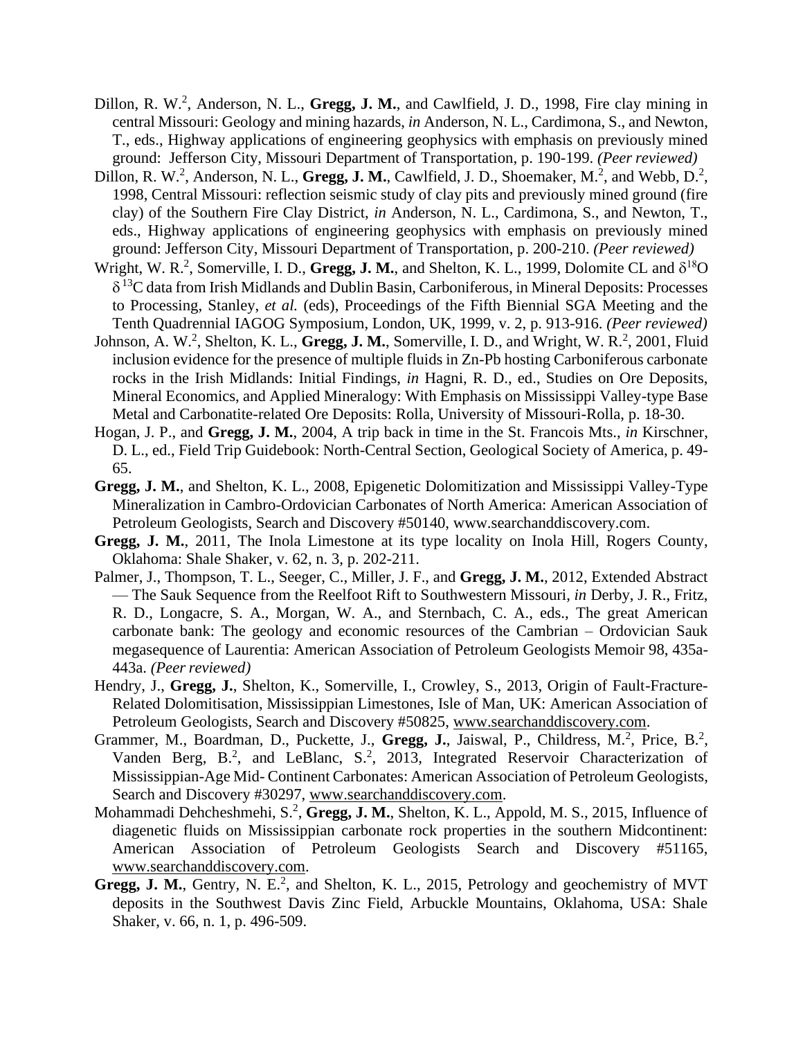Dillon, R. W.[2], Anderson, N. L., **Gregg, J. M.**, and Cawlfield, J. D., 1998, Fire clay mining in central Missouri: Geology and mining hazards, *in* Anderson, N. L., Cardimona, S., and Newton, T., eds., Highway applications of engineering geophysics with emphasis on previously mined ground: Jefferson City, Missouri Department of Transportation, p. 190-199. *(Peer reviewed)*

Dillon, R. W.[2], Anderson, N. L., **Gregg, J. M.**, Cawlfield, J. D., Shoemaker, M.[2], and Webb, D.[2], 1998, Central Missouri: reflection seismic study of clay pits and previously mined ground (fire clay) of the Southern Fire Clay District, *in* Anderson, N. L., Cardimona, S., and Newton, T., eds., Highway applications of engineering geophysics with emphasis on previously mined ground: Jefferson City, Missouri Department of Transportation, p. 200-210. *(Peer reviewed)*

Wright, W. R.[2], Somerville, I. D., **Gregg, J. M.**, and Shelton, K. L., 1999, Dolomite CL and $\delta^{18}O$ $\delta^{13}C$ data from Irish Midlands and Dublin Basin, Carboniferous, in Mineral Deposits: Processes to Processing, Stanley, *et al.* (eds), Proceedings of the Fifth Biennial SGA Meeting and the Tenth Quadrennial IAGOG Symposium, London, UK, 1999, v. 2, p. 913-916. *(Peer reviewed)*

Johnson, A. W.[2], Shelton, K. L., **Gregg, J. M.**, Somerville, I. D., and Wright, W. R.[2], 2001, Fluid inclusion evidence for the presence of multiple fluids in Zn-Pb hosting Carboniferous carbonate rocks in the Irish Midlands: Initial Findings, *in* Hagni, R. D., ed., Studies on Ore Deposits, Mineral Economics, and Applied Mineralogy: With Emphasis on Mississippi Valley-type Base Metal and Carbonatite-related Ore Deposits: Rolla, University of Missouri-Rolla, p. 18-30.

Hogan, J. P., and **Gregg, J. M.**, 2004, A trip back in time in the St. Francois Mts., *in* Kirschner, D. L., ed., Field Trip Guidebook: North-Central Section, Geological Society of America, p. 49-65.

**Gregg, J. M.**, and Shelton, K. L., 2008, Epigenetic Dolomitization and Mississippi Valley-Type Mineralization in Cambro-Ordovician Carbonates of North America: American Association of Petroleum Geologists, Search and Discovery #50140, www.searchanddiscovery.com.

**Gregg, J. M.**, 2011, The Inola Limestone at its type locality on Inola Hill, Rogers County, Oklahoma: Shale Shaker, v. 62, n. 3, p. 202-211.

Palmer, J., Thompson, T. L., Seeger, C., Miller, J. F., and **Gregg, J. M.**, 2012, Extended Abstract — The Sauk Sequence from the Reelfoot Rift to Southwestern Missouri, *in* Derby, J. R., Fritz, R. D., Longacre, S. A., Morgan, W. A., and Sternbach, C. A., eds., The great American carbonate bank: The geology and economic resources of the Cambrian – Ordovician Sauk megasequence of Laurentia: American Association of Petroleum Geologists Memoir 98, 435a-443a. *(Peer reviewed)*

Hendry, J., **Gregg, J.**, Shelton, K., Somerville, I., Crowley, S., 2013, Origin of Fault-Fracture-Related Dolomitisation, Mississippian Limestones, Isle of Man, UK: American Association of Petroleum Geologists, Search and Discovery #50825, www.searchanddiscovery.com.

Grammer, M., Boardman, D., Puckette, J., **Gregg, J.**, Jaiswal, P., Childress, M.[2], Price, B.[2], Vanden Berg, B.[2], and LeBlanc, S.[2], 2013, Integrated Reservoir Characterization of Mississippian-Age Mid- Continent Carbonates: American Association of Petroleum Geologists, Search and Discovery #30297, www.searchanddiscovery.com.

Mohammadi Dehcheshmehi, S.[2], **Gregg, J. M.**, Shelton, K. L., Appold, M. S., 2015, Influence of diagenetic fluids on Mississippian carbonate rock properties in the southern Midcontinent: American Association of Petroleum Geologists Search and Discovery #51165, www.searchanddiscovery.com.

**Gregg, J. M.**, Gentry, N. E.[2], and Shelton, K. L., 2015, Petrology and geochemistry of MVT deposits in the Southwest Davis Zinc Field, Arbuckle Mountains, Oklahoma, USA: Shale Shaker, v. 66, n. 1, p. 496-509.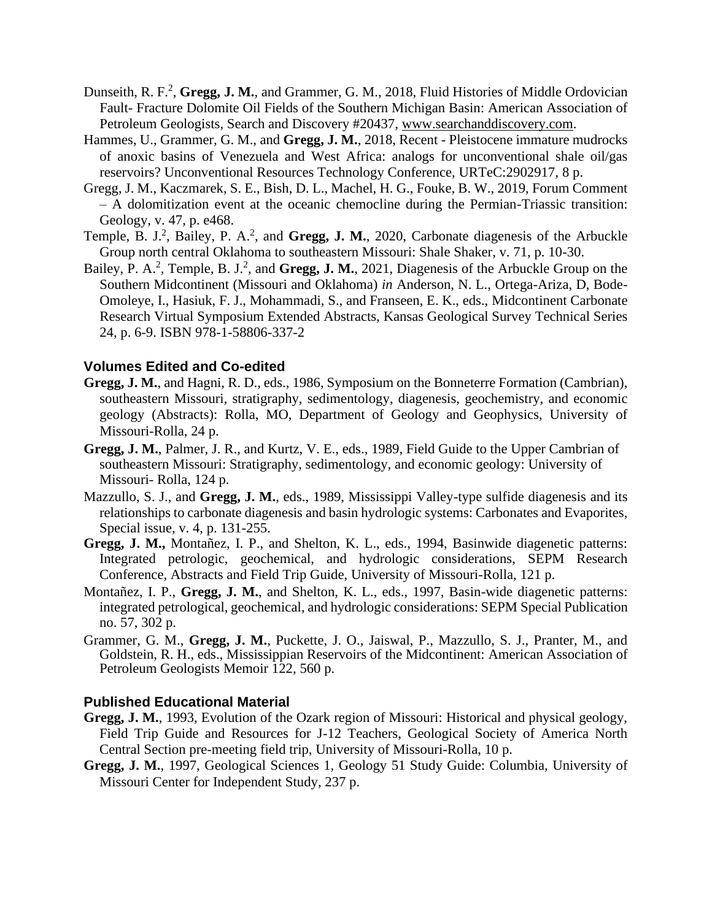Dunseith, R. F.[2], **Gregg, J. M.**, and Grammer, G. M., 2018, Fluid Histories of Middle Ordovician Fault- Fracture Dolomite Oil Fields of the Southern Michigan Basin: American Association of Petroleum Geologists, Search and Discovery #20437, www.searchanddiscovery.com.

Hammes, U., Grammer, G. M., and **Gregg, J. M.**, 2018, Recent - Pleistocene immature mudrocks of anoxic basins of Venezuela and West Africa: analogs for unconventional shale oil/gas reservoirs? Unconventional Resources Technology Conference, URTeC:2902917, 8 p.

Gregg, J. M., Kaczmarek, S. E., Bish, D. L., Machel, H. G., Fouke, B. W., 2019, Forum Comment – A dolomitization event at the oceanic chemocline during the Permian-Triassic transition: Geology, v. 47, p. e468.

Temple, B. J.[2], Bailey, P. A.[2], and **Gregg, J. M.**, 2020, Carbonate diagenesis of the Arbuckle Group north central Oklahoma to southeastern Missouri: Shale Shaker, v. 71, p. 10-30.

Bailey, P. A.[2], Temple, B. J.[2], and **Gregg, J. M.**, 2021, Diagenesis of the Arbuckle Group on the Southern Midcontinent (Missouri and Oklahoma) *in* Anderson, N. L., Ortega-Ariza, D, Bode-Omoleye, I., Hasiuk, F. J., Mohammadi, S., and Franseen, E. K., eds., Midcontinent Carbonate Research Virtual Symposium Extended Abstracts, Kansas Geological Survey Technical Series 24, p. 6-9. ISBN 978-1-58806-337-2

## Volumes Edited and Co-edited

**Gregg, J. M.**, and Hagni, R. D., eds., 1986, Symposium on the Bonneterre Formation (Cambrian), southeastern Missouri, stratigraphy, sedimentology, diagenesis, geochemistry, and economic geology (Abstracts): Rolla, MO, Department of Geology and Geophysics, University of Missouri-Rolla, 24 p.

**Gregg, J. M.**, Palmer, J. R., and Kurtz, V. E., eds., 1989, Field Guide to the Upper Cambrian of southeastern Missouri: Stratigraphy, sedimentology, and economic geology: University of Missouri- Rolla, 124 p.

Mazzullo, S. J., and **Gregg, J. M.**, eds., 1989, Mississippi Valley-type sulfide diagenesis and its relationships to carbonate diagenesis and basin hydrologic systems: Carbonates and Evaporites, Special issue, v. 4, p. 131-255.

**Gregg, J. M.,** Montañez, I. P., and Shelton, K. L., eds., 1994, Basinwide diagenetic patterns: Integrated petrologic, geochemical, and hydrologic considerations, SEPM Research Conference, Abstracts and Field Trip Guide, University of Missouri-Rolla, 121 p.

Montañez, I. P., **Gregg, J. M.**, and Shelton, K. L., eds., 1997, Basin-wide diagenetic patterns: integrated petrological, geochemical, and hydrologic considerations: SEPM Special Publication no. 57, 302 p.

Grammer, G. M., **Gregg, J. M.**, Puckette, J. O., Jaiswal, P., Mazzullo, S. J., Pranter, M., and Goldstein, R. H., eds., Mississippian Reservoirs of the Midcontinent: American Association of Petroleum Geologists Memoir 122, 560 p.

## Published Educational Material

**Gregg, J. M.**, 1993, Evolution of the Ozark region of Missouri: Historical and physical geology, Field Trip Guide and Resources for J-12 Teachers, Geological Society of America North Central Section pre-meeting field trip, University of Missouri-Rolla, 10 p.

**Gregg, J. M.**, 1997, Geological Sciences 1, Geology 51 Study Guide: Columbia, University of Missouri Center for Independent Study, 237 p.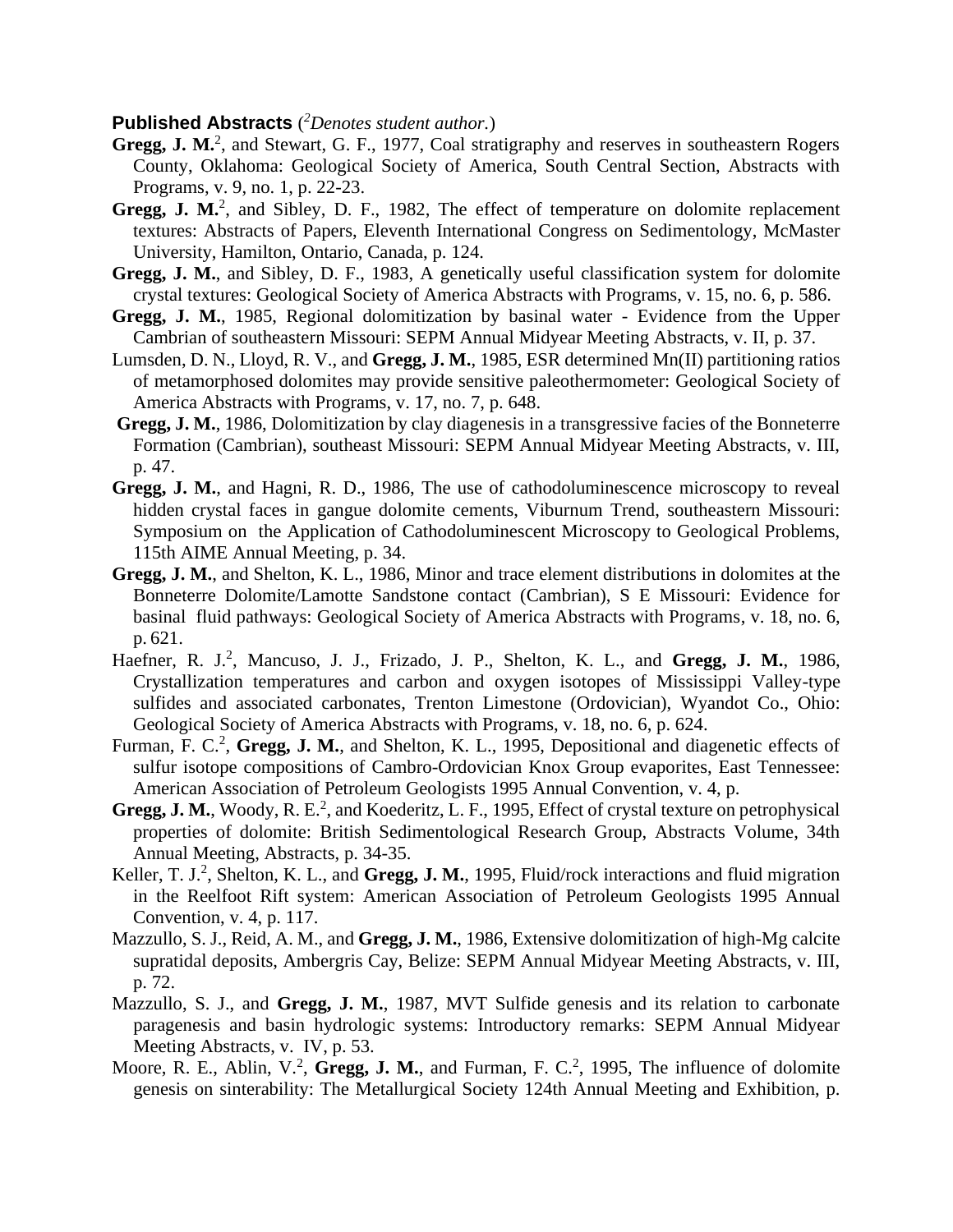**Published Abstracts** (*[2]Denotes student author.*)

**Gregg, J. M.**[2], and Stewart, G. F., 1977, Coal stratigraphy and reserves in southeastern Rogers County, Oklahoma: Geological Society of America, South Central Section, Abstracts with Programs, v. 9, no. 1, p. 22-23.

**Gregg, J. M.**[2], and Sibley, D. F., 1982, The effect of temperature on dolomite replacement textures: Abstracts of Papers, Eleventh International Congress on Sedimentology, McMaster University, Hamilton, Ontario, Canada, p. 124.

**Gregg, J. M.**, and Sibley, D. F., 1983, A genetically useful classification system for dolomite crystal textures: Geological Society of America Abstracts with Programs, v. 15, no. 6, p. 586.

**Gregg, J. M.**, 1985, Regional dolomitization by basinal water - Evidence from the Upper Cambrian of southeastern Missouri: SEPM Annual Midyear Meeting Abstracts, v. II, p. 37.

Lumsden, D. N., Lloyd, R. V., and **Gregg, J. M.**, 1985, ESR determined Mn(II) partitioning ratios of metamorphosed dolomites may provide sensitive paleothermometer: Geological Society of America Abstracts with Programs, v. 17, no. 7, p. 648.

**Gregg, J. M.**, 1986, Dolomitization by clay diagenesis in a transgressive facies of the Bonneterre Formation (Cambrian), southeast Missouri: SEPM Annual Midyear Meeting Abstracts, v. III, p. 47.

**Gregg, J. M.**, and Hagni, R. D., 1986, The use of cathodoluminescence microscopy to reveal hidden crystal faces in gangue dolomite cements, Viburnum Trend, southeastern Missouri: Symposium on the Application of Cathodoluminescent Microscopy to Geological Problems, 115th AIME Annual Meeting, p. 34.

**Gregg, J. M.**, and Shelton, K. L., 1986, Minor and trace element distributions in dolomites at the Bonneterre Dolomite/Lamotte Sandstone contact (Cambrian), S E Missouri: Evidence for basinal fluid pathways: Geological Society of America Abstracts with Programs, v. 18, no. 6, p. 621.

Haefner, R. J.[2], Mancuso, J. J., Frizado, J. P., Shelton, K. L., and **Gregg, J. M.**, 1986, Crystallization temperatures and carbon and oxygen isotopes of Mississippi Valley-type sulfides and associated carbonates, Trenton Limestone (Ordovician), Wyandot Co., Ohio: Geological Society of America Abstracts with Programs, v. 18, no. 6, p. 624.

Furman, F. C.[2], **Gregg, J. M.**, and Shelton, K. L., 1995, Depositional and diagenetic effects of sulfur isotope compositions of Cambro-Ordovician Knox Group evaporites, East Tennessee: American Association of Petroleum Geologists 1995 Annual Convention, v. 4, p.

**Gregg, J. M.**, Woody, R. E.[2], and Koederitz, L. F., 1995, Effect of crystal texture on petrophysical properties of dolomite: British Sedimentological Research Group, Abstracts Volume, 34th Annual Meeting, Abstracts, p. 34-35.

Keller, T. J.[2], Shelton, K. L., and **Gregg, J. M.**, 1995, Fluid/rock interactions and fluid migration in the Reelfoot Rift system: American Association of Petroleum Geologists 1995 Annual Convention, v. 4, p. 117.

Mazzullo, S. J., Reid, A. M., and **Gregg, J. M.**, 1986, Extensive dolomitization of high-Mg calcite supratidal deposits, Ambergris Cay, Belize: SEPM Annual Midyear Meeting Abstracts, v. III, p. 72.

Mazzullo, S. J., and **Gregg, J. M.**, 1987, MVT Sulfide genesis and its relation to carbonate paragenesis and basin hydrologic systems: Introductory remarks: SEPM Annual Midyear Meeting Abstracts, v. IV, p. 53.

Moore, R. E., Ablin, V.[2], **Gregg, J. M.**, and Furman, F. C.[2], 1995, The influence of dolomite genesis on sinterability: The Metallurgical Society 124th Annual Meeting and Exhibition, p.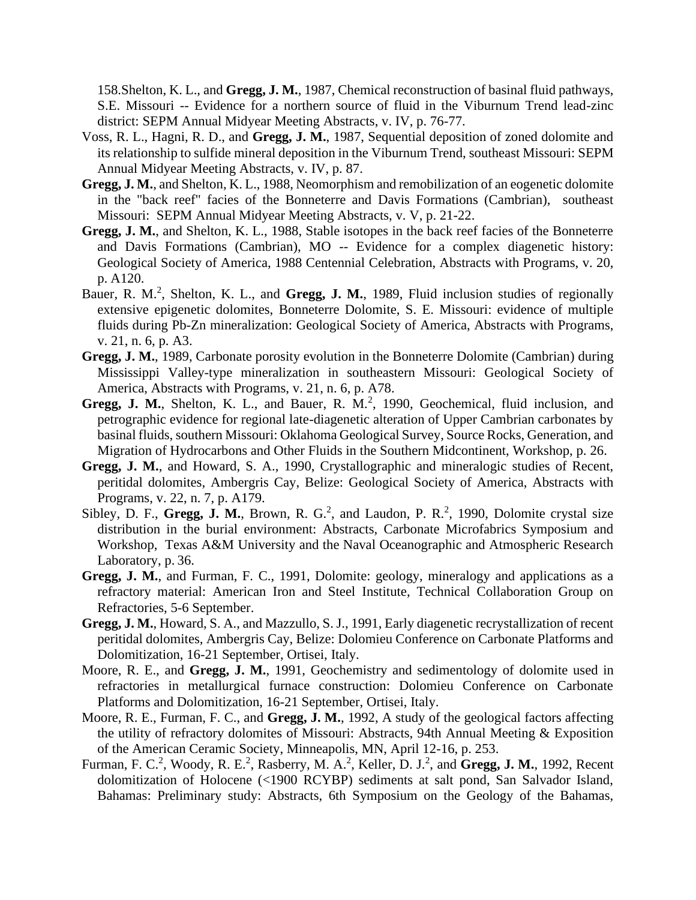158.Shelton, K. L., and **Gregg, J. M.**, 1987, Chemical reconstruction of basinal fluid pathways, S.E. Missouri -- Evidence for a northern source of fluid in the Viburnum Trend lead-zinc district: SEPM Annual Midyear Meeting Abstracts, v. IV, p. 76-77.

Voss, R. L., Hagni, R. D., and **Gregg, J. M.**, 1987, Sequential deposition of zoned dolomite and its relationship to sulfide mineral deposition in the Viburnum Trend, southeast Missouri: SEPM Annual Midyear Meeting Abstracts, v. IV, p. 87.

**Gregg, J. M.**, and Shelton, K. L., 1988, Neomorphism and remobilization of an eogenetic dolomite in the "back reef" facies of the Bonneterre and Davis Formations (Cambrian), southeast Missouri: SEPM Annual Midyear Meeting Abstracts, v. V, p. 21-22.

**Gregg, J. M.**, and Shelton, K. L., 1988, Stable isotopes in the back reef facies of the Bonneterre and Davis Formations (Cambrian), MO -- Evidence for a complex diagenetic history: Geological Society of America, 1988 Centennial Celebration, Abstracts with Programs, v. 20, p. A120.

Bauer, R. M.[2], Shelton, K. L., and **Gregg, J. M.**, 1989, Fluid inclusion studies of regionally extensive epigenetic dolomites, Bonneterre Dolomite, S. E. Missouri: evidence of multiple fluids during Pb-Zn mineralization: Geological Society of America, Abstracts with Programs, v. 21, n. 6, p. A3.

**Gregg, J. M.**, 1989, Carbonate porosity evolution in the Bonneterre Dolomite (Cambrian) during Mississippi Valley-type mineralization in southeastern Missouri: Geological Society of America, Abstracts with Programs, v. 21, n. 6, p. A78.

**Gregg, J. M.**, Shelton, K. L., and Bauer, R. M.[2], 1990, Geochemical, fluid inclusion, and petrographic evidence for regional late-diagenetic alteration of Upper Cambrian carbonates by basinal fluids, southern Missouri: Oklahoma Geological Survey, Source Rocks, Generation, and Migration of Hydrocarbons and Other Fluids in the Southern Midcontinent, Workshop, p. 26.

**Gregg, J. M.**, and Howard, S. A., 1990, Crystallographic and mineralogic studies of Recent, peritidal dolomites, Ambergris Cay, Belize: Geological Society of America, Abstracts with Programs, v. 22, n. 7, p. A179.

Sibley, D. F., **Gregg, J. M.**, Brown, R. G.[2], and Laudon, P. R.[2], 1990, Dolomite crystal size distribution in the burial environment: Abstracts, Carbonate Microfabrics Symposium and Workshop, Texas A&M University and the Naval Oceanographic and Atmospheric Research Laboratory, p. 36.

**Gregg, J. M.**, and Furman, F. C., 1991, Dolomite: geology, mineralogy and applications as a refractory material: American Iron and Steel Institute, Technical Collaboration Group on Refractories, 5-6 September.

**Gregg, J. M.**, Howard, S. A., and Mazzullo, S. J., 1991, Early diagenetic recrystallization of recent peritidal dolomites, Ambergris Cay, Belize: Dolomieu Conference on Carbonate Platforms and Dolomitization, 16-21 September, Ortisei, Italy.

Moore, R. E., and **Gregg, J. M.**, 1991, Geochemistry and sedimentology of dolomite used in refractories in metallurgical furnace construction: Dolomieu Conference on Carbonate Platforms and Dolomitization, 16-21 September, Ortisei, Italy.

Moore, R. E., Furman, F. C., and **Gregg, J. M.**, 1992, A study of the geological factors affecting the utility of refractory dolomites of Missouri: Abstracts, 94th Annual Meeting & Exposition of the American Ceramic Society, Minneapolis, MN, April 12-16, p. 253.

Furman, F. C.[2], Woody, R. E.[2], Rasberry, M. A.[2], Keller, D. J.[2], and **Gregg, J. M.**, 1992, Recent dolomitization of Holocene (<1900 RCYBP) sediments at salt pond, San Salvador Island, Bahamas: Preliminary study: Abstracts, 6th Symposium on the Geology of the Bahamas,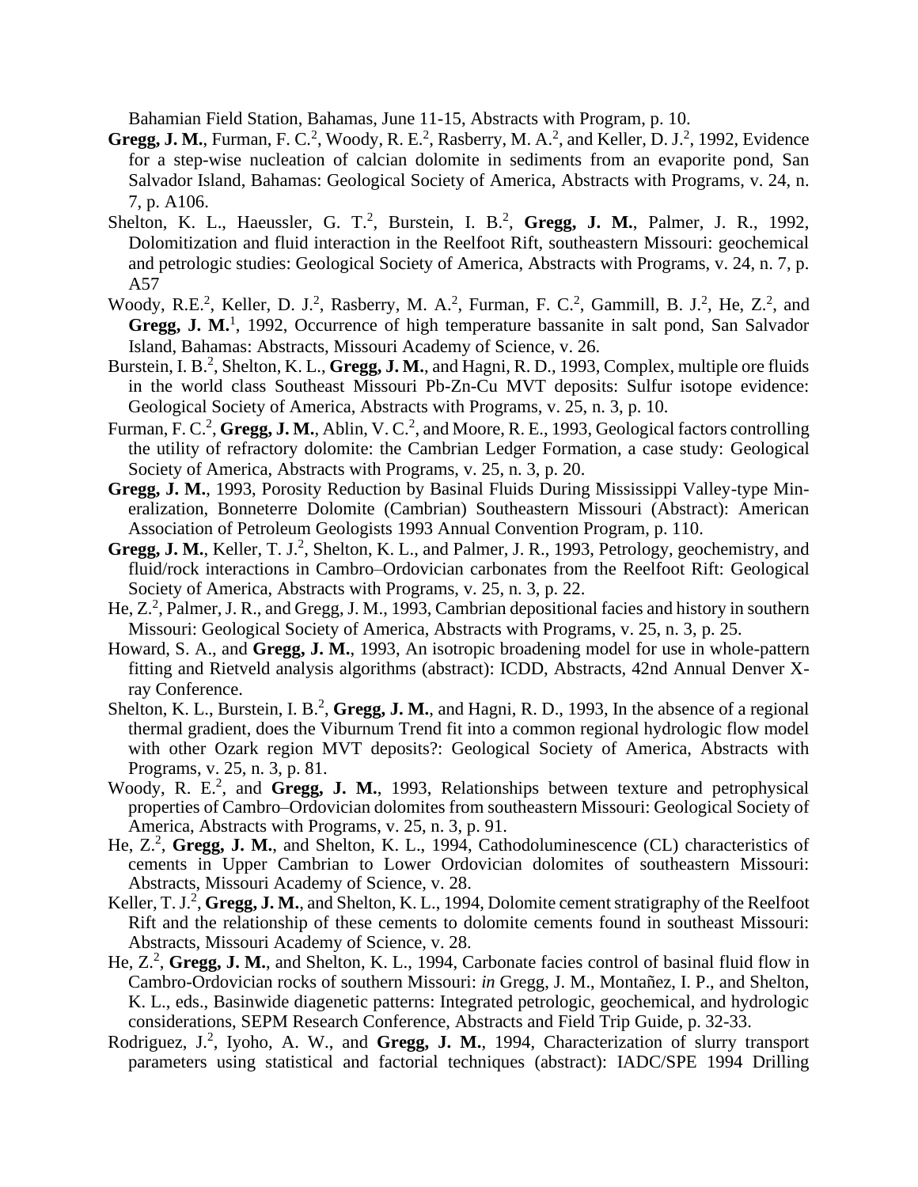Bahamian Field Station, Bahamas, June 11-15, Abstracts with Program, p. 10.

**Gregg, J. M.**, Furman, F. C.[2], Woody, R. E.[2], Rasberry, M. A.[2], and Keller, D. J.[2], 1992, Evidence for a step-wise nucleation of calcian dolomite in sediments from an evaporite pond, San Salvador Island, Bahamas: Geological Society of America, Abstracts with Programs, v. 24, n. 7, p. A106.

Shelton, K. L., Haeussler, G. T.[2], Burstein, I. B.[2], **Gregg, J. M.**, Palmer, J. R., 1992, Dolomitization and fluid interaction in the Reelfoot Rift, southeastern Missouri: geochemical and petrologic studies: Geological Society of America, Abstracts with Programs, v. 24, n. 7, p. A57

Woody, R.E.[2], Keller, D. J.[2], Rasberry, M. A.[2], Furman, F. C.[2], Gammill, B. J.[2], He, Z.[2], and **Gregg, J. M.**[1], 1992, Occurrence of high temperature bassanite in salt pond, San Salvador Island, Bahamas: Abstracts, Missouri Academy of Science, v. 26.

Burstein, I. B.[2], Shelton, K. L., **Gregg, J. M.**, and Hagni, R. D., 1993, Complex, multiple ore fluids in the world class Southeast Missouri Pb-Zn-Cu MVT deposits: Sulfur isotope evidence: Geological Society of America, Abstracts with Programs, v. 25, n. 3, p. 10.

Furman, F. C.[2], **Gregg, J. M.**, Ablin, V. C.[2], and Moore, R. E., 1993, Geological factors controlling the utility of refractory dolomite: the Cambrian Ledger Formation, a case study: Geological Society of America, Abstracts with Programs, v. 25, n. 3, p. 20.

**Gregg, J. M.**, 1993, Porosity Reduction by Basinal Fluids During Mississippi Valley-type Mineralization, Bonneterre Dolomite (Cambrian) Southeastern Missouri (Abstract): American Association of Petroleum Geologists 1993 Annual Convention Program, p. 110.

**Gregg, J. M.**, Keller, T. J.[2], Shelton, K. L., and Palmer, J. R., 1993, Petrology, geochemistry, and fluid/rock interactions in Cambro–Ordovician carbonates from the Reelfoot Rift: Geological Society of America, Abstracts with Programs, v. 25, n. 3, p. 22.

He, Z.[2], Palmer, J. R., and Gregg, J. M., 1993, Cambrian depositional facies and history in southern Missouri: Geological Society of America, Abstracts with Programs, v. 25, n. 3, p. 25.

Howard, S. A., and **Gregg, J. M.**, 1993, An isotropic broadening model for use in whole-pattern fitting and Rietveld analysis algorithms (abstract): ICDD, Abstracts, 42nd Annual Denver X-ray Conference.

Shelton, K. L., Burstein, I. B.[2], **Gregg, J. M.**, and Hagni, R. D., 1993, In the absence of a regional thermal gradient, does the Viburnum Trend fit into a common regional hydrologic flow model with other Ozark region MVT deposits?: Geological Society of America, Abstracts with Programs, v. 25, n. 3, p. 81.

Woody, R. E.[2], and **Gregg, J. M.**, 1993, Relationships between texture and petrophysical properties of Cambro–Ordovician dolomites from southeastern Missouri: Geological Society of America, Abstracts with Programs, v. 25, n. 3, p. 91.

He, Z.[2], **Gregg, J. M.**, and Shelton, K. L., 1994, Cathodoluminescence (CL) characteristics of cements in Upper Cambrian to Lower Ordovician dolomites of southeastern Missouri: Abstracts, Missouri Academy of Science, v. 28.

Keller, T. J.[2], **Gregg, J. M.**, and Shelton, K. L., 1994, Dolomite cement stratigraphy of the Reelfoot Rift and the relationship of these cements to dolomite cements found in southeast Missouri: Abstracts, Missouri Academy of Science, v. 28.

He, Z.[2], **Gregg, J. M.**, and Shelton, K. L., 1994, Carbonate facies control of basinal fluid flow in Cambro-Ordovician rocks of southern Missouri: *in* Gregg, J. M., Montañez, I. P., and Shelton, K. L., eds., Basinwide diagenetic patterns: Integrated petrologic, geochemical, and hydrologic considerations, SEPM Research Conference, Abstracts and Field Trip Guide, p. 32-33.

Rodriguez, J.[2], Iyoho, A. W., and **Gregg, J. M.**, 1994, Characterization of slurry transport parameters using statistical and factorial techniques (abstract): IADC/SPE 1994 Drilling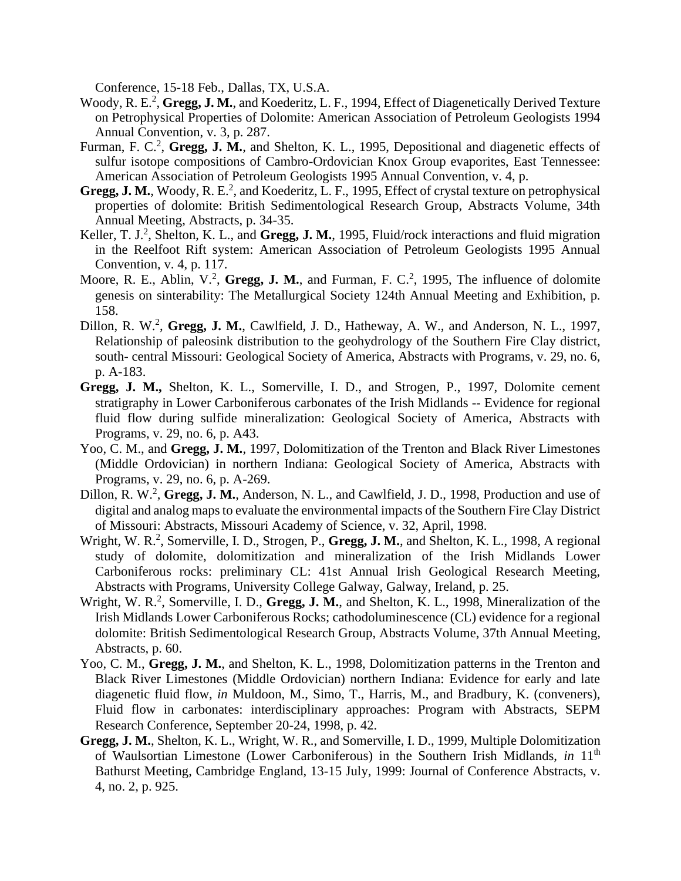Conference, 15-18 Feb., Dallas, TX, U.S.A.

Woody, R. E.[2], **Gregg, J. M.**, and Koederitz, L. F., 1994, Effect of Diagenetically Derived Texture on Petrophysical Properties of Dolomite: American Association of Petroleum Geologists 1994 Annual Convention, v. 3, p. 287.

Furman, F. C.[2], **Gregg, J. M.**, and Shelton, K. L., 1995, Depositional and diagenetic effects of sulfur isotope compositions of Cambro-Ordovician Knox Group evaporites, East Tennessee: American Association of Petroleum Geologists 1995 Annual Convention, v. 4, p.

**Gregg, J. M.**, Woody, R. E.[2], and Koederitz, L. F., 1995, Effect of crystal texture on petrophysical properties of dolomite: British Sedimentological Research Group, Abstracts Volume, 34th Annual Meeting, Abstracts, p. 34-35.

Keller, T. J.[2], Shelton, K. L., and **Gregg, J. M.**, 1995, Fluid/rock interactions and fluid migration in the Reelfoot Rift system: American Association of Petroleum Geologists 1995 Annual Convention, v. 4, p. 117.

Moore, R. E., Ablin, V.[2], **Gregg, J. M.**, and Furman, F. C.[2], 1995, The influence of dolomite genesis on sinterability: The Metallurgical Society 124th Annual Meeting and Exhibition, p. 158.

Dillon, R. W.[2], **Gregg, J. M.**, Cawlfield, J. D., Hatheway, A. W., and Anderson, N. L., 1997, Relationship of paleosink distribution to the geohydrology of the Southern Fire Clay district, south- central Missouri: Geological Society of America, Abstracts with Programs, v. 29, no. 6, p. A-183.

**Gregg, J. M.,** Shelton, K. L., Somerville, I. D., and Strogen, P., 1997, Dolomite cement stratigraphy in Lower Carboniferous carbonates of the Irish Midlands -- Evidence for regional fluid flow during sulfide mineralization: Geological Society of America, Abstracts with Programs, v. 29, no. 6, p. A43.

Yoo, C. M., and **Gregg, J. M.**, 1997, Dolomitization of the Trenton and Black River Limestones (Middle Ordovician) in northern Indiana: Geological Society of America, Abstracts with Programs, v. 29, no. 6, p. A-269.

Dillon, R. W.[2], **Gregg, J. M.**, Anderson, N. L., and Cawlfield, J. D., 1998, Production and use of digital and analog maps to evaluate the environmental impacts of the Southern Fire Clay District of Missouri: Abstracts, Missouri Academy of Science, v. 32, April, 1998.

Wright, W. R.[2], Somerville, I. D., Strogen, P., **Gregg, J. M.**, and Shelton, K. L., 1998, A regional study of dolomite, dolomitization and mineralization of the Irish Midlands Lower Carboniferous rocks: preliminary CL: 41st Annual Irish Geological Research Meeting, Abstracts with Programs, University College Galway, Galway, Ireland, p. 25.

Wright, W. R.[2], Somerville, I. D., **Gregg, J. M.**, and Shelton, K. L., 1998, Mineralization of the Irish Midlands Lower Carboniferous Rocks; cathodoluminescence (CL) evidence for a regional dolomite: British Sedimentological Research Group, Abstracts Volume, 37th Annual Meeting, Abstracts, p. 60.

Yoo, C. M., **Gregg, J. M.**, and Shelton, K. L., 1998, Dolomitization patterns in the Trenton and Black River Limestones (Middle Ordovician) northern Indiana: Evidence for early and late diagenetic fluid flow, *in* Muldoon, M., Simo, T., Harris, M., and Bradbury, K. (conveners), Fluid flow in carbonates: interdisciplinary approaches: Program with Abstracts, SEPM Research Conference, September 20-24, 1998, p. 42.

**Gregg, J. M.**, Shelton, K. L., Wright, W. R., and Somerville, I. D., 1999, Multiple Dolomitization of Waulsortian Limestone (Lower Carboniferous) in the Southern Irish Midlands, *in* 11th Bathurst Meeting, Cambridge England, 13-15 July, 1999: Journal of Conference Abstracts, v. 4, no. 2, p. 925.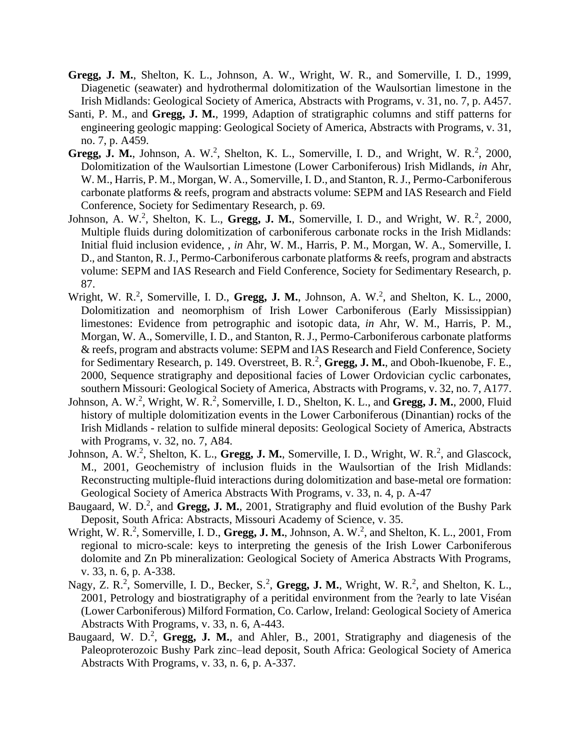**Gregg, J. M.**, Shelton, K. L., Johnson, A. W., Wright, W. R., and Somerville, I. D., 1999, Diagenetic (seawater) and hydrothermal dolomitization of the Waulsortian limestone in the Irish Midlands: Geological Society of America, Abstracts with Programs, v. 31, no. 7, p. A457.

Santi, P. M., and **Gregg, J. M.**, 1999, Adaption of stratigraphic columns and stiff patterns for engineering geologic mapping: Geological Society of America, Abstracts with Programs, v. 31, no. 7, p. A459.

**Gregg, J. M.**, Johnson, A. W.[2], Shelton, K. L., Somerville, I. D., and Wright, W. R.[2], 2000, Dolomitization of the Waulsortian Limestone (Lower Carboniferous) Irish Midlands, *in* Ahr, W. M., Harris, P. M., Morgan, W. A., Somerville, I. D., and Stanton, R. J., Permo-Carboniferous carbonate platforms & reefs, program and abstracts volume: SEPM and IAS Research and Field Conference, Society for Sedimentary Research, p. 69.

Johnson, A. W.[2], Shelton, K. L., **Gregg, J. M.**, Somerville, I. D., and Wright, W. R.[2], 2000, Multiple fluids during dolomitization of carboniferous carbonate rocks in the Irish Midlands: Initial fluid inclusion evidence, , *in* Ahr, W. M., Harris, P. M., Morgan, W. A., Somerville, I. D., and Stanton, R. J., Permo-Carboniferous carbonate platforms & reefs, program and abstracts volume: SEPM and IAS Research and Field Conference, Society for Sedimentary Research, p. 87.

Wright, W. R.[2], Somerville, I. D., **Gregg, J. M.**, Johnson, A. W.[2], and Shelton, K. L., 2000, Dolomitization and neomorphism of Irish Lower Carboniferous (Early Mississippian) limestones: Evidence from petrographic and isotopic data, *in* Ahr, W. M., Harris, P. M., Morgan, W. A., Somerville, I. D., and Stanton, R. J., Permo-Carboniferous carbonate platforms & reefs, program and abstracts volume: SEPM and IAS Research and Field Conference, Society for Sedimentary Research, p. 149. Overstreet, B. R.[2], **Gregg, J. M.**, and Oboh-Ikuenobe, F. E., 2000, Sequence stratigraphy and depositional facies of Lower Ordovician cyclic carbonates, southern Missouri: Geological Society of America, Abstracts with Programs, v. 32, no. 7, A177.

Johnson, A. W.[2], Wright, W. R.[2], Somerville, I. D., Shelton, K. L., and **Gregg, J. M.**, 2000, Fluid history of multiple dolomitization events in the Lower Carboniferous (Dinantian) rocks of the Irish Midlands - relation to sulfide mineral deposits: Geological Society of America, Abstracts with Programs, v. 32, no. 7, A84.

Johnson, A. W.[2], Shelton, K. L., **Gregg, J. M.**, Somerville, I. D., Wright, W. R.[2], and Glascock, M., 2001, Geochemistry of inclusion fluids in the Waulsortian of the Irish Midlands: Reconstructing multiple-fluid interactions during dolomitization and base-metal ore formation: Geological Society of America Abstracts With Programs, v. 33, n. 4, p. A-47

Baugaard, W. D.[2], and **Gregg, J. M.**, 2001, Stratigraphy and fluid evolution of the Bushy Park Deposit, South Africa: Abstracts, Missouri Academy of Science, v. 35.

Wright, W. R.[2], Somerville, I. D., **Gregg, J. M.**, Johnson, A. W.[2], and Shelton, K. L., 2001, From regional to micro-scale: keys to interpreting the genesis of the Irish Lower Carboniferous dolomite and Zn Pb mineralization: Geological Society of America Abstracts With Programs, v. 33, n. 6, p. A-338.

Nagy, Z. R.[2], Somerville, I. D., Becker, S.[2], **Gregg, J. M.**, Wright, W. R.[2], and Shelton, K. L., 2001, Petrology and biostratigraphy of a peritidal environment from the ?early to late Viséan (Lower Carboniferous) Milford Formation, Co. Carlow, Ireland: Geological Society of America Abstracts With Programs, v. 33, n. 6, A-443.

Baugaard, W. D.[2], **Gregg, J. M.**, and Ahler, B., 2001, Stratigraphy and diagenesis of the Paleoproterozoic Bushy Park zinc–lead deposit, South Africa: Geological Society of America Abstracts With Programs, v. 33, n. 6, p. A-337.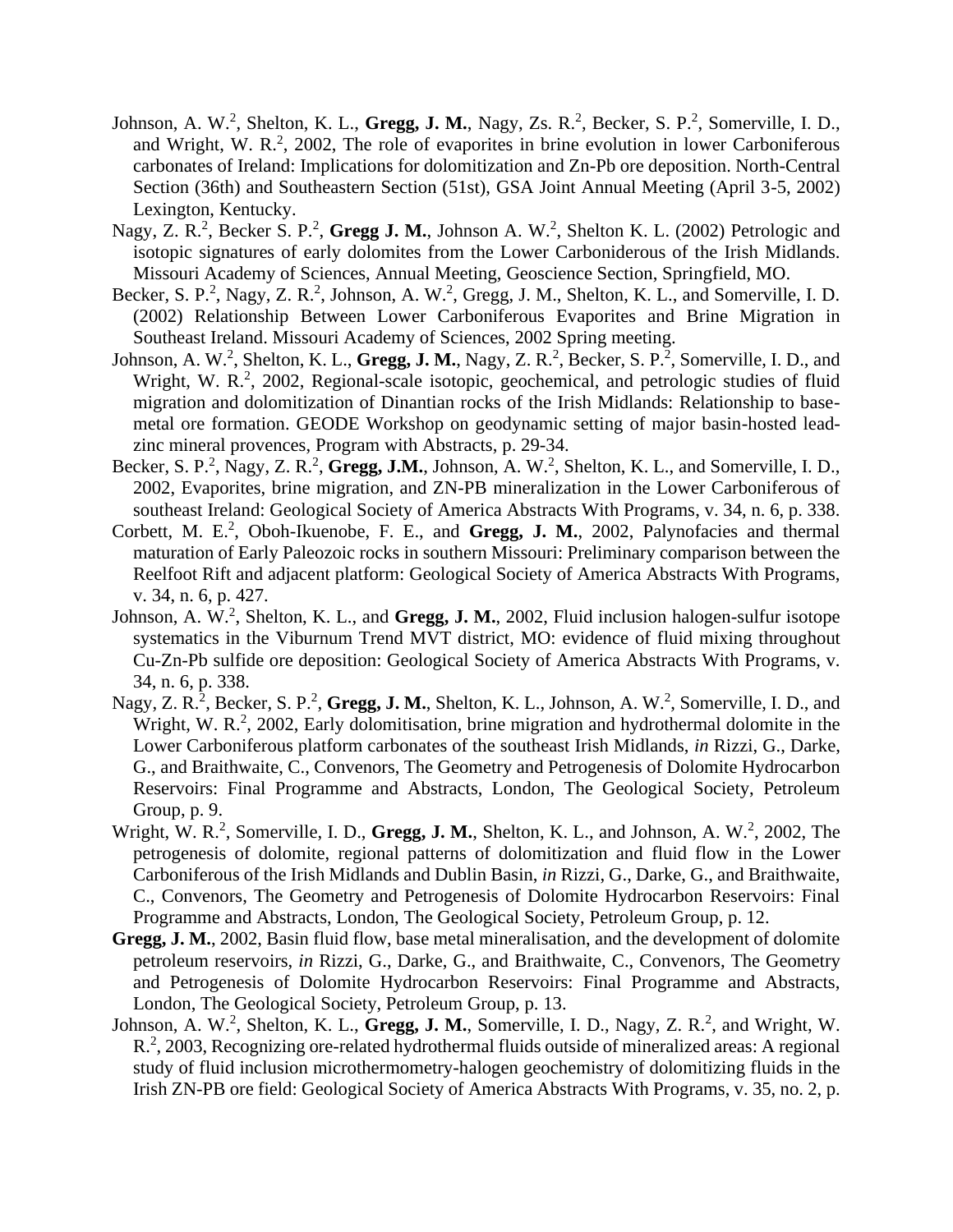Johnson, A. W.[2], Shelton, K. L., **Gregg, J. M.**, Nagy, Zs. R.[2], Becker, S. P.[2], Somerville, I. D., and Wright, W. R.[2], 2002, The role of evaporites in brine evolution in lower Carboniferous carbonates of Ireland: Implications for dolomitization and Zn-Pb ore deposition. North-Central Section (36th) and Southeastern Section (51st), GSA Joint Annual Meeting (April 3-5, 2002) Lexington, Kentucky.

Nagy, Z. R.[2], Becker S. P.[2], **Gregg J. M.**, Johnson A. W.[2], Shelton K. L. (2002) Petrologic and isotopic signatures of early dolomites from the Lower Carboniderous of the Irish Midlands. Missouri Academy of Sciences, Annual Meeting, Geoscience Section, Springfield, MO.

Becker, S. P.[2], Nagy, Z. R.[2], Johnson, A. W.[2], Gregg, J. M., Shelton, K. L., and Somerville, I. D. (2002) Relationship Between Lower Carboniferous Evaporites and Brine Migration in Southeast Ireland. Missouri Academy of Sciences, 2002 Spring meeting.

Johnson, A. W.[2], Shelton, K. L., **Gregg, J. M.**, Nagy, Z. R.[2], Becker, S. P.[2], Somerville, I. D., and Wright, W. R.[2], 2002, Regional-scale isotopic, geochemical, and petrologic studies of fluid migration and dolomitization of Dinantian rocks of the Irish Midlands: Relationship to base-metal ore formation. GEODE Workshop on geodynamic setting of major basin-hosted lead-zinc mineral provences, Program with Abstracts, p. 29-34.

Becker, S. P.[2], Nagy, Z. R.[2], **Gregg, J.M.**, Johnson, A. W.[2], Shelton, K. L., and Somerville, I. D., 2002, Evaporites, brine migration, and ZN-PB mineralization in the Lower Carboniferous of southeast Ireland: Geological Society of America Abstracts With Programs, v. 34, n. 6, p. 338.

Corbett, M. E.[2], Oboh-Ikuenobe, F. E., and **Gregg, J. M.**, 2002, Palynofacies and thermal maturation of Early Paleozoic rocks in southern Missouri: Preliminary comparison between the Reelfoot Rift and adjacent platform: Geological Society of America Abstracts With Programs, v. 34, n. 6, p. 427.

Johnson, A. W.[2], Shelton, K. L., and **Gregg, J. M.**, 2002, Fluid inclusion halogen-sulfur isotope systematics in the Viburnum Trend MVT district, MO: evidence of fluid mixing throughout Cu-Zn-Pb sulfide ore deposition: Geological Society of America Abstracts With Programs, v. 34, n. 6, p. 338.

Nagy, Z. R.[2], Becker, S. P.[2], **Gregg, J. M.**, Shelton, K. L., Johnson, A. W.[2], Somerville, I. D., and Wright, W. R.[2], 2002, Early dolomitisation, brine migration and hydrothermal dolomite in the Lower Carboniferous platform carbonates of the southeast Irish Midlands, *in* Rizzi, G., Darke, G., and Braithwaite, C., Convenors, The Geometry and Petrogenesis of Dolomite Hydrocarbon Reservoirs: Final Programme and Abstracts, London, The Geological Society, Petroleum Group, p. 9.

Wright, W. R.[2], Somerville, I. D., **Gregg, J. M.**, Shelton, K. L., and Johnson, A. W.[2], 2002, The petrogenesis of dolomite, regional patterns of dolomitization and fluid flow in the Lower Carboniferous of the Irish Midlands and Dublin Basin, *in* Rizzi, G., Darke, G., and Braithwaite, C., Convenors, The Geometry and Petrogenesis of Dolomite Hydrocarbon Reservoirs: Final Programme and Abstracts, London, The Geological Society, Petroleum Group, p. 12.

**Gregg, J. M.**, 2002, Basin fluid flow, base metal mineralisation, and the development of dolomite petroleum reservoirs, *in* Rizzi, G., Darke, G., and Braithwaite, C., Convenors, The Geometry and Petrogenesis of Dolomite Hydrocarbon Reservoirs: Final Programme and Abstracts, London, The Geological Society, Petroleum Group, p. 13.

Johnson, A. W.[2], Shelton, K. L., **Gregg, J. M.**, Somerville, I. D., Nagy, Z. R.[2], and Wright, W. R.[2], 2003, Recognizing ore-related hydrothermal fluids outside of mineralized areas: A regional study of fluid inclusion microthermometry-halogen geochemistry of dolomitizing fluids in the Irish ZN-PB ore field: Geological Society of America Abstracts With Programs, v. 35, no. 2, p.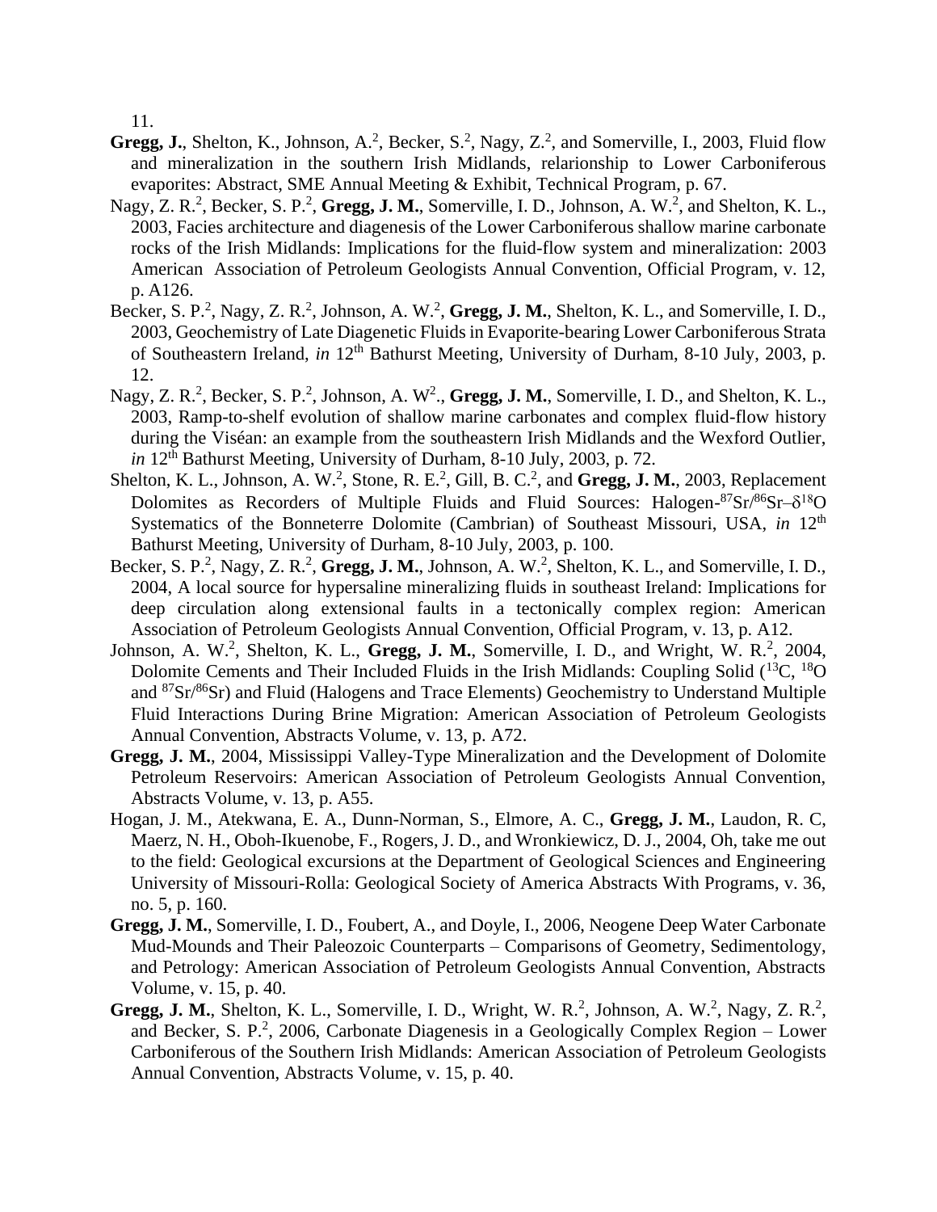11.

**Gregg, J.**, Shelton, K., Johnson, A.[2], Becker, S.[2], Nagy, Z.[2], and Somerville, I., 2003, Fluid flow and mineralization in the southern Irish Midlands, relarionship to Lower Carboniferous evaporites: Abstract, SME Annual Meeting & Exhibit, Technical Program, p. 67.

Nagy, Z. R.[2], Becker, S. P.[2], **Gregg, J. M.**, Somerville, I. D., Johnson, A. W.[2], and Shelton, K. L., 2003, Facies architecture and diagenesis of the Lower Carboniferous shallow marine carbonate rocks of the Irish Midlands: Implications for the fluid-flow system and mineralization: 2003 American Association of Petroleum Geologists Annual Convention, Official Program, v. 12, p. A126.

Becker, S. P.[2], Nagy, Z. R.[2], Johnson, A. W.[2], **Gregg, J. M.**, Shelton, K. L., and Somerville, I. D., 2003, Geochemistry of Late Diagenetic Fluids in Evaporite-bearing Lower Carboniferous Strata of Southeastern Ireland, *in* 12th Bathurst Meeting, University of Durham, 8-10 July, 2003, p. 12.

Nagy, Z. R.[2], Becker, S. P.[2], Johnson, A. W[2]., **Gregg, J. M.**, Somerville, I. D., and Shelton, K. L., 2003, Ramp-to-shelf evolution of shallow marine carbonates and complex fluid-flow history during the Viséan: an example from the southeastern Irish Midlands and the Wexford Outlier, *in* 12th Bathurst Meeting, University of Durham, 8-10 July, 2003, p. 72.

Shelton, K. L., Johnson, A. W.[2], Stone, R. E.[2], Gill, B. C.[2], and **Gregg, J. M.**, 2003, Replacement Dolomites as Recorders of Multiple Fluids and Fluid Sources: Halogen-$^{87}Sr/^{86}Sr$–$\delta^{18}O$ Systematics of the Bonneterre Dolomite (Cambrian) of Southeast Missouri, USA, *in* 12th Bathurst Meeting, University of Durham, 8-10 July, 2003, p. 100.

Becker, S. P.[2], Nagy, Z. R.[2], **Gregg, J. M.**, Johnson, A. W.[2], Shelton, K. L., and Somerville, I. D., 2004, A local source for hypersaline mineralizing fluids in southeast Ireland: Implications for deep circulation along extensional faults in a tectonically complex region: American Association of Petroleum Geologists Annual Convention, Official Program, v. 13, p. A12.

Johnson, A. W.[2], Shelton, K. L., **Gregg, J. M.**, Somerville, I. D., and Wright, W. R.[2], 2004, Dolomite Cements and Their Included Fluids in the Irish Midlands: Coupling Solid ($^{13}C$, $^{18}O$ and $^{87}Sr/^{86}Sr$) and Fluid (Halogens and Trace Elements) Geochemistry to Understand Multiple Fluid Interactions During Brine Migration: American Association of Petroleum Geologists Annual Convention, Abstracts Volume, v. 13, p. A72.

**Gregg, J. M.**, 2004, Mississippi Valley-Type Mineralization and the Development of Dolomite Petroleum Reservoirs: American Association of Petroleum Geologists Annual Convention, Abstracts Volume, v. 13, p. A55.

Hogan, J. M., Atekwana, E. A., Dunn-Norman, S., Elmore, A. C., **Gregg, J. M.**, Laudon, R. C, Maerz, N. H., Oboh-Ikuenobe, F., Rogers, J. D., and Wronkiewicz, D. J., 2004, Oh, take me out to the field: Geological excursions at the Department of Geological Sciences and Engineering University of Missouri-Rolla: Geological Society of America Abstracts With Programs, v. 36, no. 5, p. 160.

**Gregg, J. M.**, Somerville, I. D., Foubert, A., and Doyle, I., 2006, Neogene Deep Water Carbonate Mud-Mounds and Their Paleozoic Counterparts – Comparisons of Geometry, Sedimentology, and Petrology: American Association of Petroleum Geologists Annual Convention, Abstracts Volume, v. 15, p. 40.

**Gregg, J. M.**, Shelton, K. L., Somerville, I. D., Wright, W. R.[2], Johnson, A. W.[2], Nagy, Z. R.[2], and Becker, S. P.[2], 2006, Carbonate Diagenesis in a Geologically Complex Region – Lower Carboniferous of the Southern Irish Midlands: American Association of Petroleum Geologists Annual Convention, Abstracts Volume, v. 15, p. 40.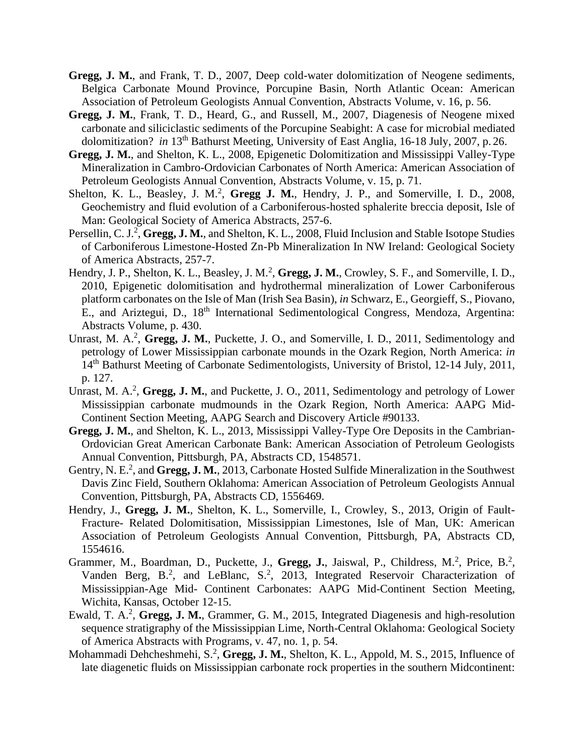**Gregg, J. M.**, and Frank, T. D., 2007, Deep cold-water dolomitization of Neogene sediments, Belgica Carbonate Mound Province, Porcupine Basin, North Atlantic Ocean: American Association of Petroleum Geologists Annual Convention, Abstracts Volume, v. 16, p. 56.

**Gregg, J. M.**, Frank, T. D., Heard, G., and Russell, M., 2007, Diagenesis of Neogene mixed carbonate and siliciclastic sediments of the Porcupine Seabight: A case for microbial mediated dolomitization? *in* 13th Bathurst Meeting, University of East Anglia, 16-18 July, 2007, p. 26.

**Gregg, J. M.**, and Shelton, K. L., 2008, Epigenetic Dolomitization and Mississippi Valley-Type Mineralization in Cambro-Ordovician Carbonates of North America: American Association of Petroleum Geologists Annual Convention, Abstracts Volume, v. 15, p. 71.

Shelton, K. L., Beasley, J. M.[2], **Gregg J. M.**, Hendry, J. P., and Somerville, I. D., 2008, Geochemistry and fluid evolution of a Carboniferous-hosted sphalerite breccia deposit, Isle of Man: Geological Society of America Abstracts, 257-6.

Persellin, C. J.[2], **Gregg, J. M.**, and Shelton, K. L., 2008, Fluid Inclusion and Stable Isotope Studies of Carboniferous Limestone-Hosted Zn-Pb Mineralization In NW Ireland: Geological Society of America Abstracts, 257-7.

Hendry, J. P., Shelton, K. L., Beasley, J. M.[2], **Gregg, J. M.**, Crowley, S. F., and Somerville, I. D., 2010, Epigenetic dolomitisation and hydrothermal mineralization of Lower Carboniferous platform carbonates on the Isle of Man (Irish Sea Basin), *in* Schwarz, E., Georgieff, S., Piovano, E., and Ariztegui, D., 18th International Sedimentological Congress, Mendoza, Argentina: Abstracts Volume, p. 430.

Unrast, M. A.[2], **Gregg, J. M.**, Puckette, J. O., and Somerville, I. D., 2011, Sedimentology and petrology of Lower Mississippian carbonate mounds in the Ozark Region, North America: *in* 14th Bathurst Meeting of Carbonate Sedimentologists, University of Bristol, 12-14 July, 2011, p. 127.

Unrast, M. A.[2], **Gregg, J. M.**, and Puckette, J. O., 2011, Sedimentology and petrology of Lower Mississippian carbonate mudmounds in the Ozark Region, North America: AAPG Mid-Continent Section Meeting, AAPG Search and Discovery Article #90133.

**Gregg, J. M.**, and Shelton, K. L., 2013, Mississippi Valley-Type Ore Deposits in the Cambrian-Ordovician Great American Carbonate Bank: American Association of Petroleum Geologists Annual Convention, Pittsburgh, PA, Abstracts CD, 1548571.

Gentry, N. E.[2], and **Gregg, J. M.**, 2013, Carbonate Hosted Sulfide Mineralization in the Southwest Davis Zinc Field, Southern Oklahoma: American Association of Petroleum Geologists Annual Convention, Pittsburgh, PA, Abstracts CD, 1556469.

Hendry, J., **Gregg, J. M.**, Shelton, K. L., Somerville, I., Crowley, S., 2013, Origin of Fault-Fracture- Related Dolomitisation, Mississippian Limestones, Isle of Man, UK: American Association of Petroleum Geologists Annual Convention, Pittsburgh, PA, Abstracts CD, 1554616.

Grammer, M., Boardman, D., Puckette, J., **Gregg, J.**, Jaiswal, P., Childress, M.[2], Price, B.[2], Vanden Berg, B.[2], and LeBlanc, S.[2], 2013, Integrated Reservoir Characterization of Mississippian-Age Mid- Continent Carbonates: AAPG Mid-Continent Section Meeting, Wichita, Kansas, October 12-15.

Ewald, T. A.[2], **Gregg, J. M.**, Grammer, G. M., 2015, Integrated Diagenesis and high-resolution sequence stratigraphy of the Mississippian Lime, North-Central Oklahoma: Geological Society of America Abstracts with Programs, v. 47, no. 1, p. 54.

Mohammadi Dehcheshmehi, S.[2], **Gregg, J. M.**, Shelton, K. L., Appold, M. S., 2015, Influence of late diagenetic fluids on Mississippian carbonate rock properties in the southern Midcontinent: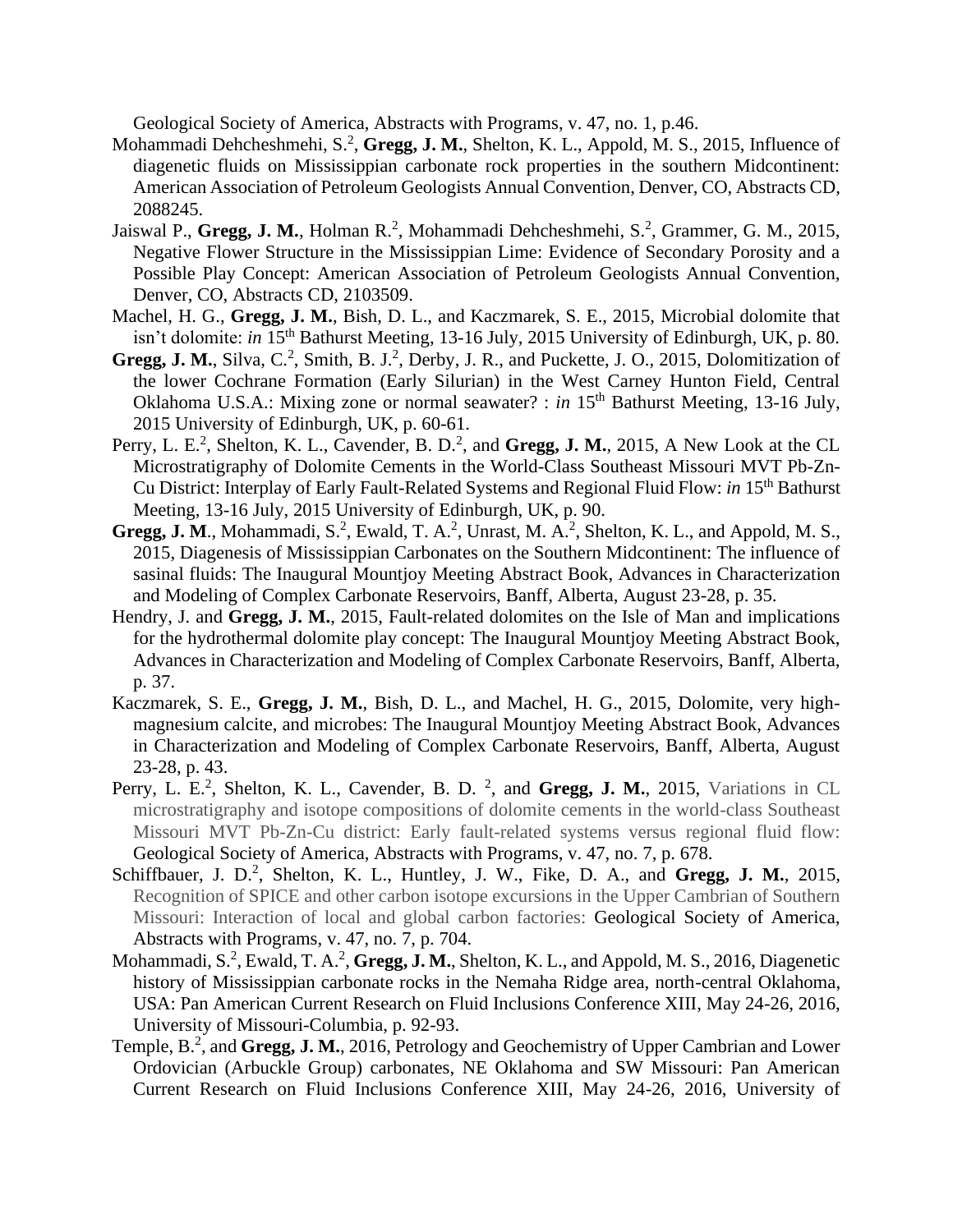Geological Society of America, Abstracts with Programs, v. 47, no. 1, p.46.

Mohammadi Dehcheshmehi, S.[2], **Gregg, J. M.**, Shelton, K. L., Appold, M. S., 2015, Influence of diagenetic fluids on Mississippian carbonate rock properties in the southern Midcontinent: American Association of Petroleum Geologists Annual Convention, Denver, CO, Abstracts CD, 2088245.

Jaiswal P., **Gregg, J. M.**, Holman R.[2], Mohammadi Dehcheshmehi, S.[2], Grammer, G. M., 2015, Negative Flower Structure in the Mississippian Lime: Evidence of Secondary Porosity and a Possible Play Concept: American Association of Petroleum Geologists Annual Convention, Denver, CO, Abstracts CD, 2103509.

Machel, H. G., **Gregg, J. M.**, Bish, D. L., and Kaczmarek, S. E., 2015, Microbial dolomite that isn't dolomite: *in* 15th Bathurst Meeting, 13-16 July, 2015 University of Edinburgh, UK, p. 80.

**Gregg, J. M.**, Silva, C.[2], Smith, B. J.[2], Derby, J. R., and Puckette, J. O., 2015, Dolomitization of the lower Cochrane Formation (Early Silurian) in the West Carney Hunton Field, Central Oklahoma U.S.A.: Mixing zone or normal seawater? : *in* 15th Bathurst Meeting, 13-16 July, 2015 University of Edinburgh, UK, p. 60-61.

Perry, L. E.[2], Shelton, K. L., Cavender, B. D.[2], and **Gregg, J. M.**, 2015, A New Look at the CL Microstratigraphy of Dolomite Cements in the World-Class Southeast Missouri MVT Pb-Zn-Cu District: Interplay of Early Fault-Related Systems and Regional Fluid Flow: *in* 15th Bathurst Meeting, 13-16 July, 2015 University of Edinburgh, UK, p. 90.

**Gregg, J. M**., Mohammadi, S.[2], Ewald, T. A.[2], Unrast, M. A.[2], Shelton, K. L., and Appold, M. S., 2015, Diagenesis of Mississippian Carbonates on the Southern Midcontinent: The influence of sasinal fluids: The Inaugural Mountjoy Meeting Abstract Book, Advances in Characterization and Modeling of Complex Carbonate Reservoirs, Banff, Alberta, August 23-28, p. 35.

Hendry, J. and **Gregg, J. M.**, 2015, Fault-related dolomites on the Isle of Man and implications for the hydrothermal dolomite play concept: The Inaugural Mountjoy Meeting Abstract Book, Advances in Characterization and Modeling of Complex Carbonate Reservoirs, Banff, Alberta, p. 37.

Kaczmarek, S. E., **Gregg, J. M.**, Bish, D. L., and Machel, H. G., 2015, Dolomite, very high-magnesium calcite, and microbes: The Inaugural Mountjoy Meeting Abstract Book, Advances in Characterization and Modeling of Complex Carbonate Reservoirs, Banff, Alberta, August 23-28, p. 43.

Perry, L. E.[2], Shelton, K. L., Cavender, B. D. [2], and **Gregg, J. M.**, 2015, Variations in CL microstratigraphy and isotope compositions of dolomite cements in the world-class Southeast Missouri MVT Pb-Zn-Cu district: Early fault-related systems versus regional fluid flow: Geological Society of America, Abstracts with Programs, v. 47, no. 7, p. 678.

Schiffbauer, J. D.[2], Shelton, K. L., Huntley, J. W., Fike, D. A., and **Gregg, J. M.**, 2015, Recognition of SPICE and other carbon isotope excursions in the Upper Cambrian of Southern Missouri: Interaction of local and global carbon factories: Geological Society of America, Abstracts with Programs, v. 47, no. 7, p. 704.

Mohammadi, S.[2], Ewald, T. A.[2], **Gregg, J. M.**, Shelton, K. L., and Appold, M. S., 2016, Diagenetic history of Mississippian carbonate rocks in the Nemaha Ridge area, north-central Oklahoma, USA: Pan American Current Research on Fluid Inclusions Conference XIII, May 24-26, 2016, University of Missouri-Columbia, p. 92-93.

Temple, B.[2], and **Gregg, J. M.**, 2016, Petrology and Geochemistry of Upper Cambrian and Lower Ordovician (Arbuckle Group) carbonates, NE Oklahoma and SW Missouri: Pan American Current Research on Fluid Inclusions Conference XIII, May 24-26, 2016, University of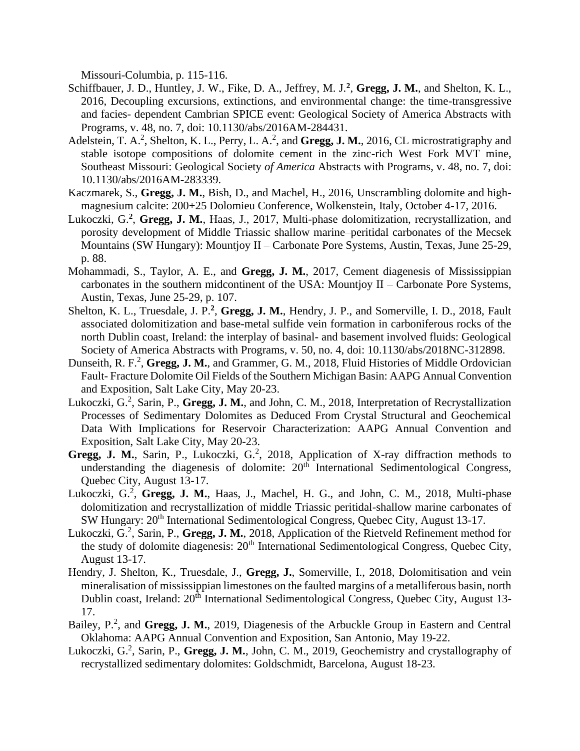Missouri-Columbia, p. 115-116.

Schiffbauer, J. D., Huntley, J. W., Fike, D. A., Jeffrey, M. J.**[2]**, **Gregg, J. M.**, and Shelton, K. L., 2016, Decoupling excursions, extinctions, and environmental change: the time-transgressive and facies- dependent Cambrian SPICE event: Geological Society of America Abstracts with Programs, v. 48, no. 7, doi: 10.1130/abs/2016AM-284431.

Adelstein, T. A.[2], Shelton, K. L., Perry, L. A.[2], and **Gregg, J. M.**, 2016, CL microstratigraphy and stable isotope compositions of dolomite cement in the zinc-rich West Fork MVT mine, Southeast Missouri: Geological Society *of America* Abstracts with Programs, v. 48, no. 7, doi: 10.1130/abs/2016AM-283339.

Kaczmarek, S., **Gregg, J. M.**, Bish, D., and Machel, H., 2016, Unscrambling dolomite and high-magnesium calcite: 200+25 Dolomieu Conference, Wolkenstein, Italy, October 4-17, 2016.

Lukoczki, G.**[2]**, **Gregg, J. M.**, Haas, J., 2017, Multi-phase dolomitization, recrystallization, and porosity development of Middle Triassic shallow marine–peritidal carbonates of the Mecsek Mountains (SW Hungary): Mountjoy II – Carbonate Pore Systems, Austin, Texas, June 25-29, p. 88.

Mohammadi, S., Taylor, A. E., and **Gregg, J. M.**, 2017, Cement diagenesis of Mississippian carbonates in the southern midcontinent of the USA: Mountjoy II – Carbonate Pore Systems, Austin, Texas, June 25-29, p. 107.

Shelton, K. L., Truesdale, J. P.**[2]**, **Gregg, J. M.**, Hendry, J. P., and Somerville, I. D., 2018, Fault associated dolomitization and base-metal sulfide vein formation in carboniferous rocks of the north Dublin coast, Ireland: the interplay of basinal- and basement involved fluids: Geological Society of America Abstracts with Programs, v. 50, no. 4, doi: 10.1130/abs/2018NC-312898.

Dunseith, R. F.[2], **Gregg, J. M.**, and Grammer, G. M., 2018, Fluid Histories of Middle Ordovician Fault- Fracture Dolomite Oil Fields of the Southern Michigan Basin: AAPG Annual Convention and Exposition, Salt Lake City, May 20-23.

Lukoczki, G.[2], Sarin, P., **Gregg, J. M.**, and John, C. M., 2018, Interpretation of Recrystallization Processes of Sedimentary Dolomites as Deduced From Crystal Structural and Geochemical Data With Implications for Reservoir Characterization: AAPG Annual Convention and Exposition, Salt Lake City, May 20-23.

**Gregg, J. M.**, Sarin, P., Lukoczki, G.[2], 2018, Application of X-ray diffraction methods to understanding the diagenesis of dolomite: 20th International Sedimentological Congress, Quebec City, August 13-17.

Lukoczki, G.[2], **Gregg, J. M.**, Haas, J., Machel, H. G., and John, C. M., 2018, Multi-phase dolomitization and recrystallization of middle Triassic peritidal-shallow marine carbonates of SW Hungary: 20th International Sedimentological Congress, Quebec City, August 13-17.

Lukoczki, G.[2], Sarin, P., **Gregg, J. M.**, 2018, Application of the Rietveld Refinement method for the study of dolomite diagenesis: 20th International Sedimentological Congress, Quebec City, August 13-17.

Hendry, J. Shelton, K., Truesdale, J., **Gregg, J.**, Somerville, I., 2018, Dolomitisation and vein mineralisation of mississippian limestones on the faulted margins of a metalliferous basin, north Dublin coast, Ireland: 20th International Sedimentological Congress, Quebec City, August 13-17.

Bailey, P.[2], and **Gregg, J. M.**, 2019, Diagenesis of the Arbuckle Group in Eastern and Central Oklahoma: AAPG Annual Convention and Exposition, San Antonio, May 19-22.

Lukoczki, G.[2], Sarin, P., **Gregg, J. M.**, John, C. M., 2019, Geochemistry and crystallography of recrystallized sedimentary dolomites: Goldschmidt, Barcelona, August 18-23.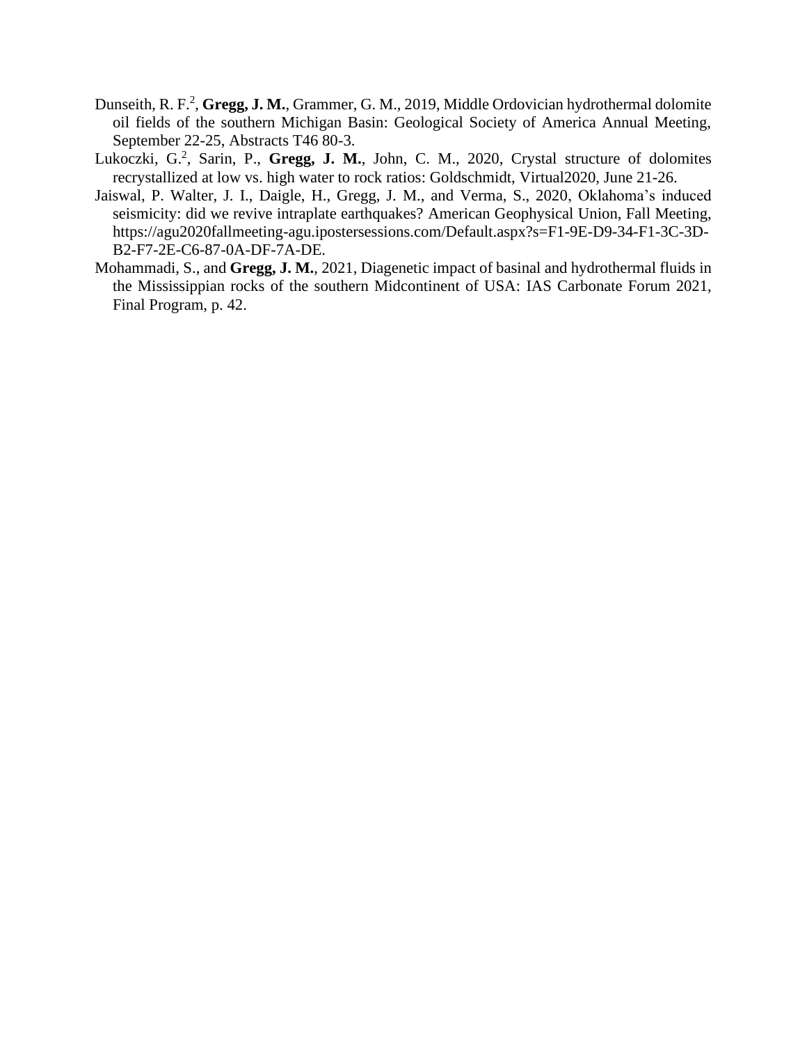Dunseith, R. F.[2], **Gregg, J. M.**, Grammer, G. M., 2019, Middle Ordovician hydrothermal dolomite oil fields of the southern Michigan Basin: Geological Society of America Annual Meeting, September 22-25, Abstracts T46 80-3.

Lukoczki, G.[2], Sarin, P., **Gregg, J. M.**, John, C. M., 2020, Crystal structure of dolomites recrystallized at low vs. high water to rock ratios: Goldschmidt, Virtual2020, June 21-26.

Jaiswal, P. Walter, J. I., Daigle, H., Gregg, J. M., and Verma, S., 2020, Oklahoma's induced seismicity: did we revive intraplate earthquakes? American Geophysical Union, Fall Meeting, https://agu2020fallmeeting-agu.ipostersessions.com/Default.aspx?s=F1-9E-D9-34-F1-3C-3D-B2-F7-2E-C6-87-0A-DF-7A-DE.

Mohammadi, S., and **Gregg, J. M.**, 2021, Diagenetic impact of basinal and hydrothermal fluids in the Mississippian rocks of the southern Midcontinent of USA: IAS Carbonate Forum 2021, Final Program, p. 42.